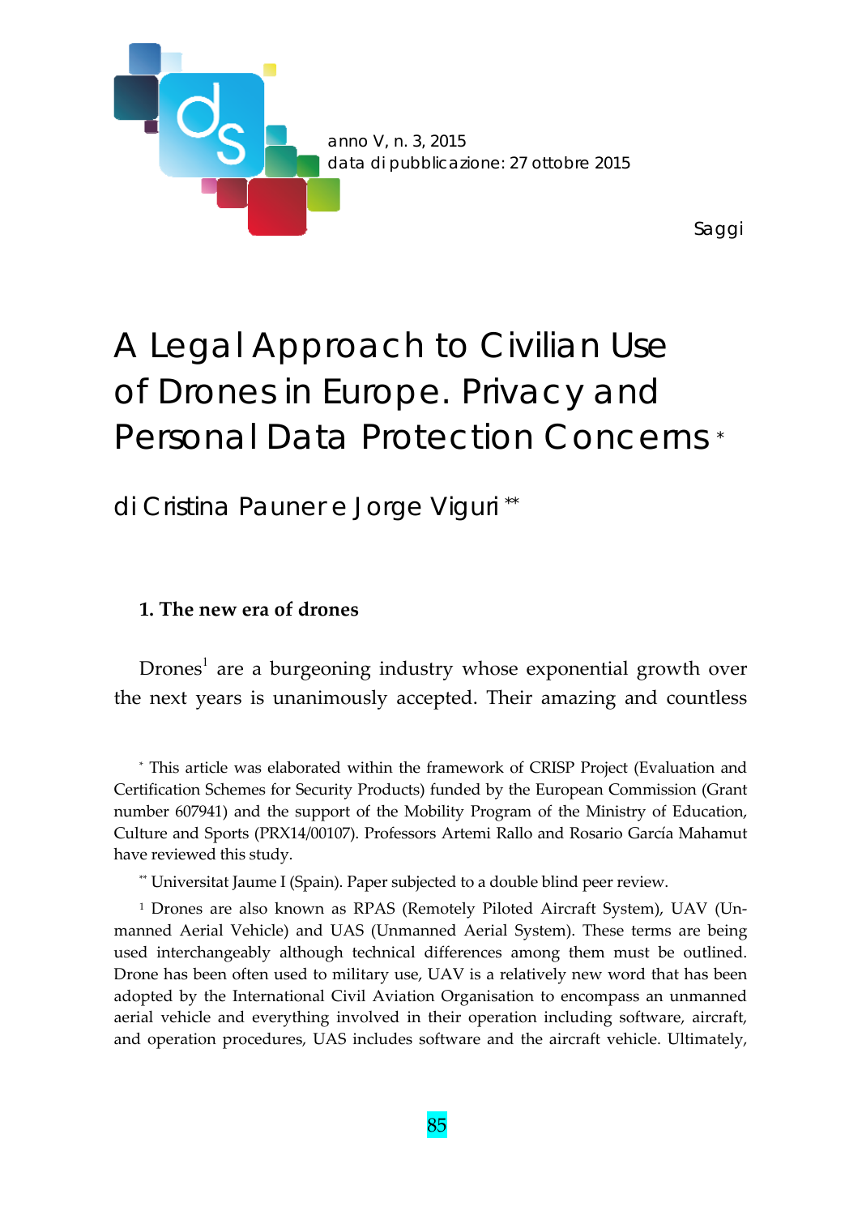anno V, n. 3, 2015
data di pubblicazione: 27 ottobre 2015

Saggi

# A Legal Approach to Civilian Use of Drones in Europe. Privacy and Personal Data Protection Concerns *

di Cristina Pauner e Jorge Viguri **

## 1. The new era of drones

Drones[1] are a burgeoning industry whose exponential growth over the next years is unanimously accepted. Their amazing and countless

---

\* This article was elaborated within the framework of CRISP Project (Evaluation and Certification Schemes for Security Products) funded by the European Commission (Grant number 607941) and the support of the Mobility Program of the Ministry of Education, Culture and Sports (PRX14/00107). Professors Artemi Rallo and Rosario García Mahamut have reviewed this study.

\** Universitat Jaume I (Spain). Paper subjected to a double blind peer review.

[1] Drones are also known as RPAS (Remotely Piloted Aircraft System), UAV (Unmanned Aerial Vehicle) and UAS (Unmanned Aerial System). These terms are being used interchangeably although technical differences among them must be outlined. Drone has been often used to military use, UAV is a relatively new word that has been adopted by the International Civil Aviation Organisation to encompass an unmanned aerial vehicle and everything involved in their operation including software, aircraft, and operation procedures, UAS includes software and the aircraft vehicle. Ultimately,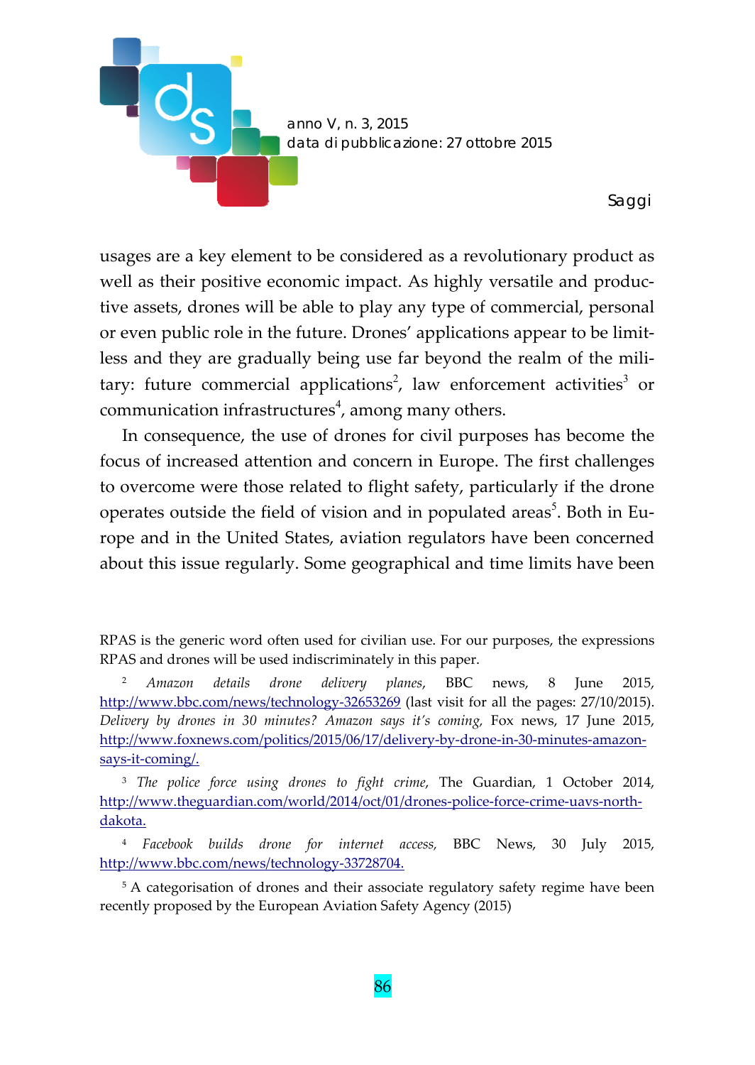usages are a key element to be considered as a revolutionary product as well as their positive economic impact. As highly versatile and productive assets, drones will be able to play any type of commercial, personal or even public role in the future. Drones' applications appear to be limitless and they are gradually being use far beyond the realm of the military: future commercial applications[2], law enforcement activities[3] or communication infrastructures[4], among many others.

In consequence, the use of drones for civil purposes has become the focus of increased attention and concern in Europe. The first challenges to overcome were those related to flight safety, particularly if the drone operates outside the field of vision and in populated areas[5]. Both in Europe and in the United States, aviation regulators have been concerned about this issue regularly. Some geographical and time limits have been

---

RPAS is the generic word often used for civilian use. For our purposes, the expressions RPAS and drones will be used indiscriminately in this paper.

[2] *Amazon details drone delivery planes*, BBC news, 8 June 2015, http://www.bbc.com/news/technology-32653269 (last visit for all the pages: 27/10/2015). *Delivery by drones in 30 minutes? Amazon says it's coming*, Fox news, 17 June 2015, http://www.foxnews.com/politics/2015/06/17/delivery-by-drone-in-30-minutes-amazon-says-it-coming/.

[3] *The police force using drones to fight crime*, The Guardian, 1 October 2014, http://www.theguardian.com/world/2014/oct/01/drones-police-force-crime-uavs-north-dakota.

[4] *Facebook builds drone for internet access*, BBC News, 30 July 2015, http://www.bbc.com/news/technology-33728704.

[5] A categorisation of drones and their associate regulatory safety regime have been recently proposed by the European Aviation Safety Agency (2015)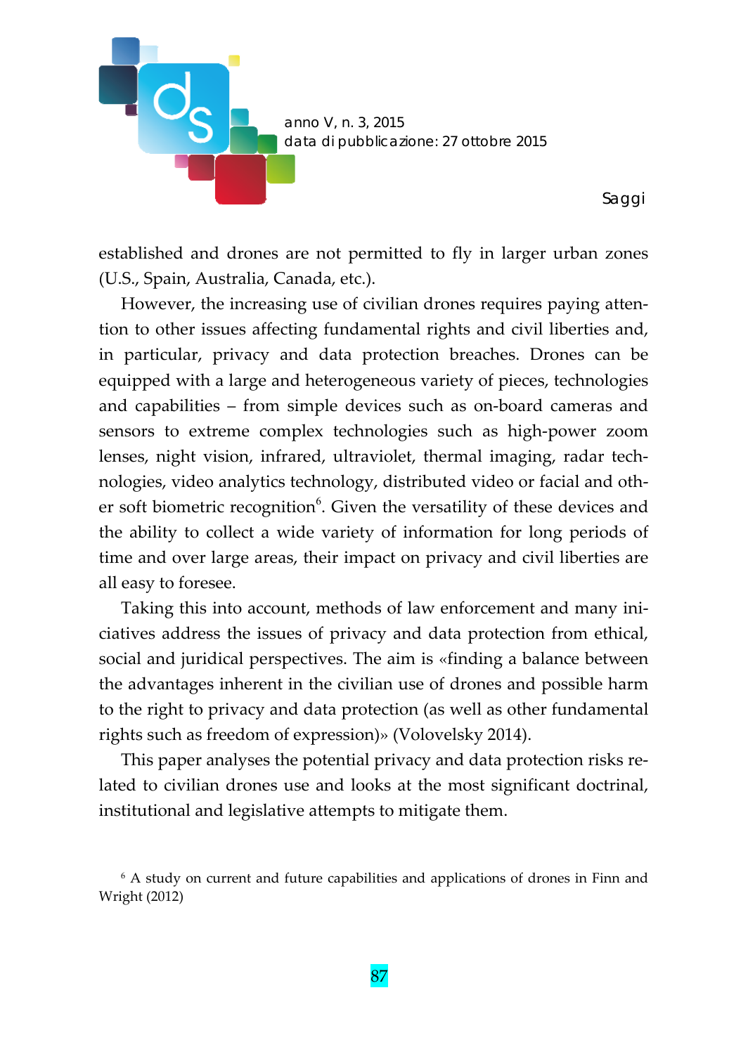established and drones are not permitted to fly in larger urban zones (U.S., Spain, Australia, Canada, etc.).

However, the increasing use of civilian drones requires paying attention to other issues affecting fundamental rights and civil liberties and, in particular, privacy and data protection breaches. Drones can be equipped with a large and heterogeneous variety of pieces, technologies and capabilities – from simple devices such as on-board cameras and sensors to extreme complex technologies such as high-power zoom lenses, night vision, infrared, ultraviolet, thermal imaging, radar technologies, video analytics technology, distributed video or facial and other soft biometric recognition[6]. Given the versatility of these devices and the ability to collect a wide variety of information for long periods of time and over large areas, their impact on privacy and civil liberties are all easy to foresee.

Taking this into account, methods of law enforcement and many iniciatives address the issues of privacy and data protection from ethical, social and juridical perspectives. The aim is «finding a balance between the advantages inherent in the civilian use of drones and possible harm to the right to privacy and data protection (as well as other fundamental rights such as freedom of expression)» (Volovelsky 2014).

This paper analyses the potential privacy and data protection risks related to civilian drones use and looks at the most significant doctrinal, institutional and legislative attempts to mitigate them.

[6] A study on current and future capabilities and applications of drones in Finn and Wright (2012)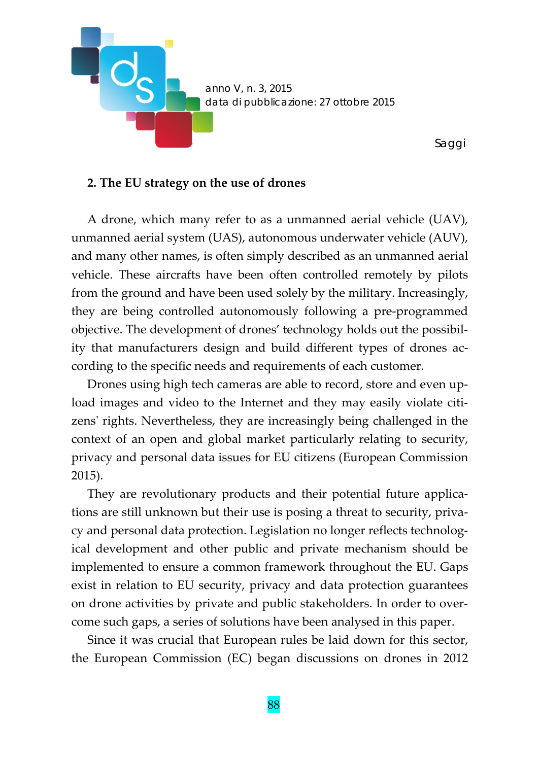## 2. The EU strategy on the use of drones

A drone, which many refer to as a unmanned aerial vehicle (UAV), unmanned aerial system (UAS), autonomous underwater vehicle (AUV), and many other names, is often simply described as an unmanned aerial vehicle. These aircrafts have been often controlled remotely by pilots from the ground and have been used solely by the military. Increasingly, they are being controlled autonomously following a pre-programmed objective. The development of drones' technology holds out the possibility that manufacturers design and build different types of drones according to the specific needs and requirements of each customer.

Drones using high tech cameras are able to record, store and even upload images and video to the Internet and they may easily violate citizens' rights. Nevertheless, they are increasingly being challenged in the context of an open and global market particularly relating to security, privacy and personal data issues for EU citizens (European Commission 2015).

They are revolutionary products and their potential future applications are still unknown but their use is posing a threat to security, privacy and personal data protection. Legislation no longer reflects technological development and other public and private mechanism should be implemented to ensure a common framework throughout the EU. Gaps exist in relation to EU security, privacy and data protection guarantees on drone activities by private and public stakeholders. In order to overcome such gaps, a series of solutions have been analysed in this paper.

Since it was crucial that European rules be laid down for this sector, the European Commission (EC) began discussions on drones in 2012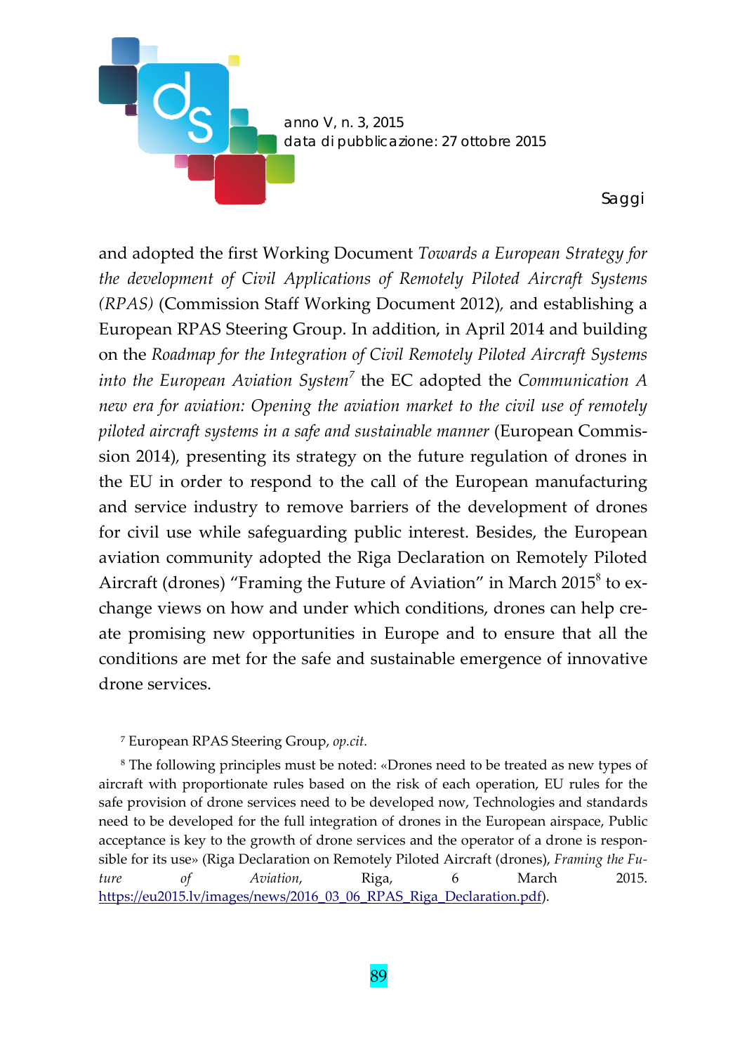and adopted the first Working Document *Towards a European Strategy for the development of Civil Applications of Remotely Piloted Aircraft Systems (RPAS)* (Commission Staff Working Document 2012), and establishing a European RPAS Steering Group. In addition, in April 2014 and building on the *Roadmap for the Integration of Civil Remotely Piloted Aircraft Systems into the European Aviation System*[7] the EC adopted the *Communication A new era for aviation: Opening the aviation market to the civil use of remotely piloted aircraft systems in a safe and sustainable manner* (European Commission 2014), presenting its strategy on the future regulation of drones in the EU in order to respond to the call of the European manufacturing and service industry to remove barriers of the development of drones for civil use while safeguarding public interest. Besides, the European aviation community adopted the Riga Declaration on Remotely Piloted Aircraft (drones) "Framing the Future of Aviation" in March 2015[8] to exchange views on how and under which conditions, drones can help create promising new opportunities in Europe and to ensure that all the conditions are met for the safe and sustainable emergence of innovative drone services.

[7] European RPAS Steering Group, *op.cit.*

[8] The following principles must be noted: «Drones need to be treated as new types of aircraft with proportionate rules based on the risk of each operation, EU rules for the safe provision of drone services need to be developed now, Technologies and standards need to be developed for the full integration of drones in the European airspace, Public acceptance is key to the growth of drone services and the operator of a drone is responsible for its use» (Riga Declaration on Remotely Piloted Aircraft (drones), *Framing the Future of Aviation*, Riga, 6 March 2015. https://eu2015.lv/images/news/2016_03_06_RPAS_Riga_Declaration.pdf).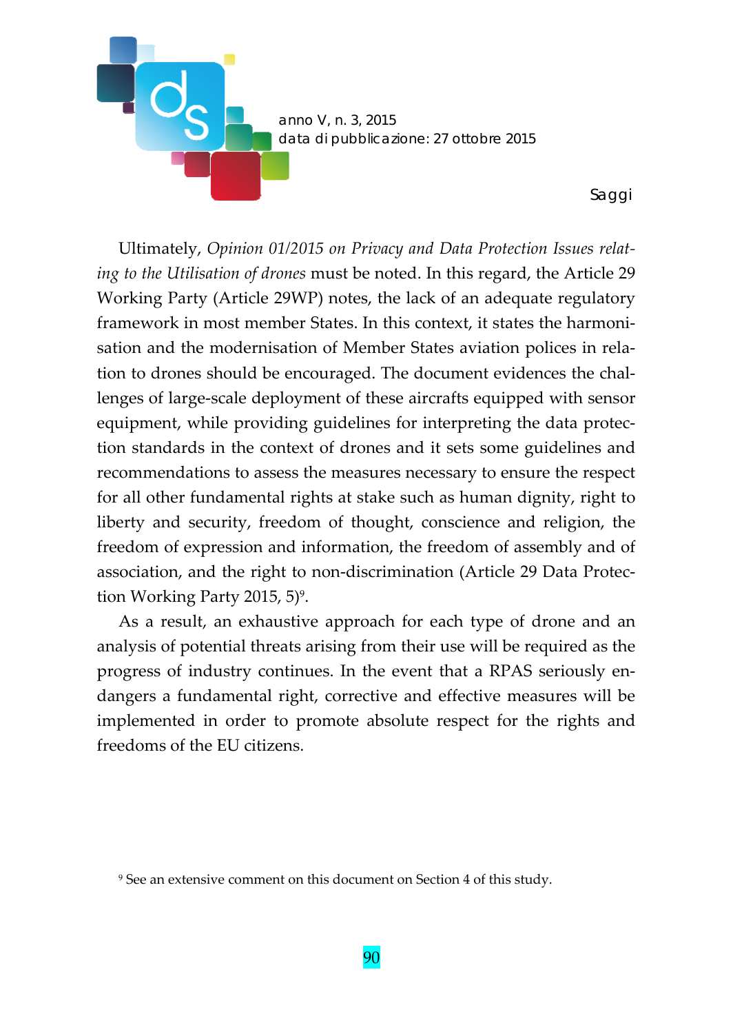Ultimately, *Opinion 01/2015 on Privacy and Data Protection Issues relating to the Utilisation of drones* must be noted. In this regard, the Article 29 Working Party (Article 29WP) notes, the lack of an adequate regulatory framework in most member States. In this context, it states the harmonisation and the modernisation of Member States aviation polices in relation to drones should be encouraged. The document evidences the challenges of large-scale deployment of these aircrafts equipped with sensor equipment, while providing guidelines for interpreting the data protection standards in the context of drones and it sets some guidelines and recommendations to assess the measures necessary to ensure the respect for all other fundamental rights at stake such as human dignity, right to liberty and security, freedom of thought, conscience and religion, the freedom of expression and information, the freedom of assembly and of association, and the right to non-discrimination (Article 29 Data Protection Working Party 2015, 5)[9].

As a result, an exhaustive approach for each type of drone and an analysis of potential threats arising from their use will be required as the progress of industry continues. In the event that a RPAS seriously endangers a fundamental right, corrective and effective measures will be implemented in order to promote absolute respect for the rights and freedoms of the EU citizens.

[9] See an extensive comment on this document on Section 4 of this study.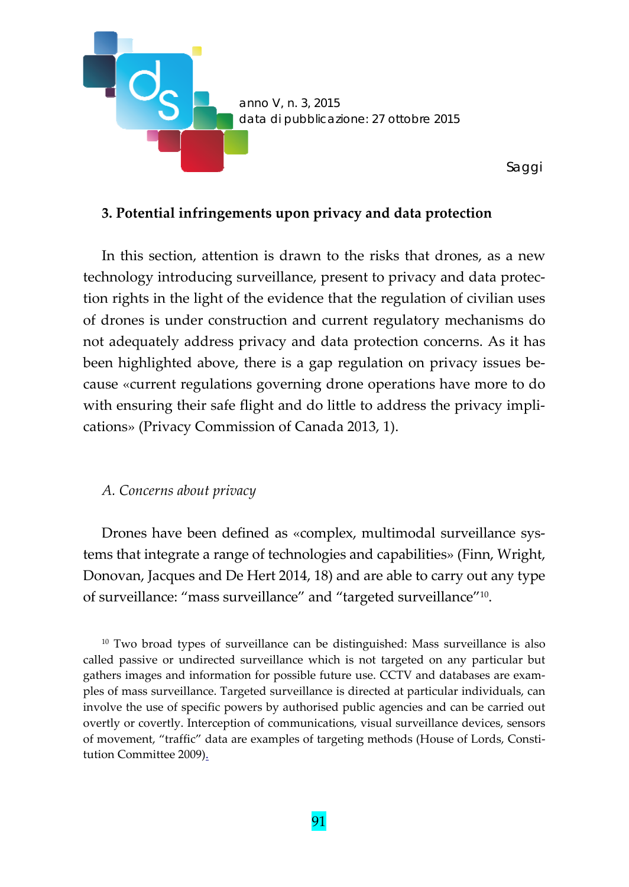## 3. Potential infringements upon privacy and data protection

In this section, attention is drawn to the risks that drones, as a new technology introducing surveillance, present to privacy and data protection rights in the light of the evidence that the regulation of civilian uses of drones is under construction and current regulatory mechanisms do not adequately address privacy and data protection concerns. As it has been highlighted above, there is a gap regulation on privacy issues because «current regulations governing drone operations have more to do with ensuring their safe flight and do little to address the privacy implications» (Privacy Commission of Canada 2013, 1).

### *A. Concerns about privacy*

Drones have been defined as «complex, multimodal surveillance systems that integrate a range of technologies and capabilities» (Finn, Wright, Donovan, Jacques and De Hert 2014, 18) and are able to carry out any type of surveillance: "mass surveillance" and "targeted surveillance"[10].

[10] Two broad types of surveillance can be distinguished: Mass surveillance is also called passive or undirected surveillance which is not targeted on any particular but gathers images and information for possible future use. CCTV and databases are examples of mass surveillance. Targeted surveillance is directed at particular individuals, can involve the use of specific powers by authorised public agencies and can be carried out overtly or covertly. Interception of communications, visual surveillance devices, sensors of movement, "traffic" data are examples of targeting methods (House of Lords, Constitution Committee 2009).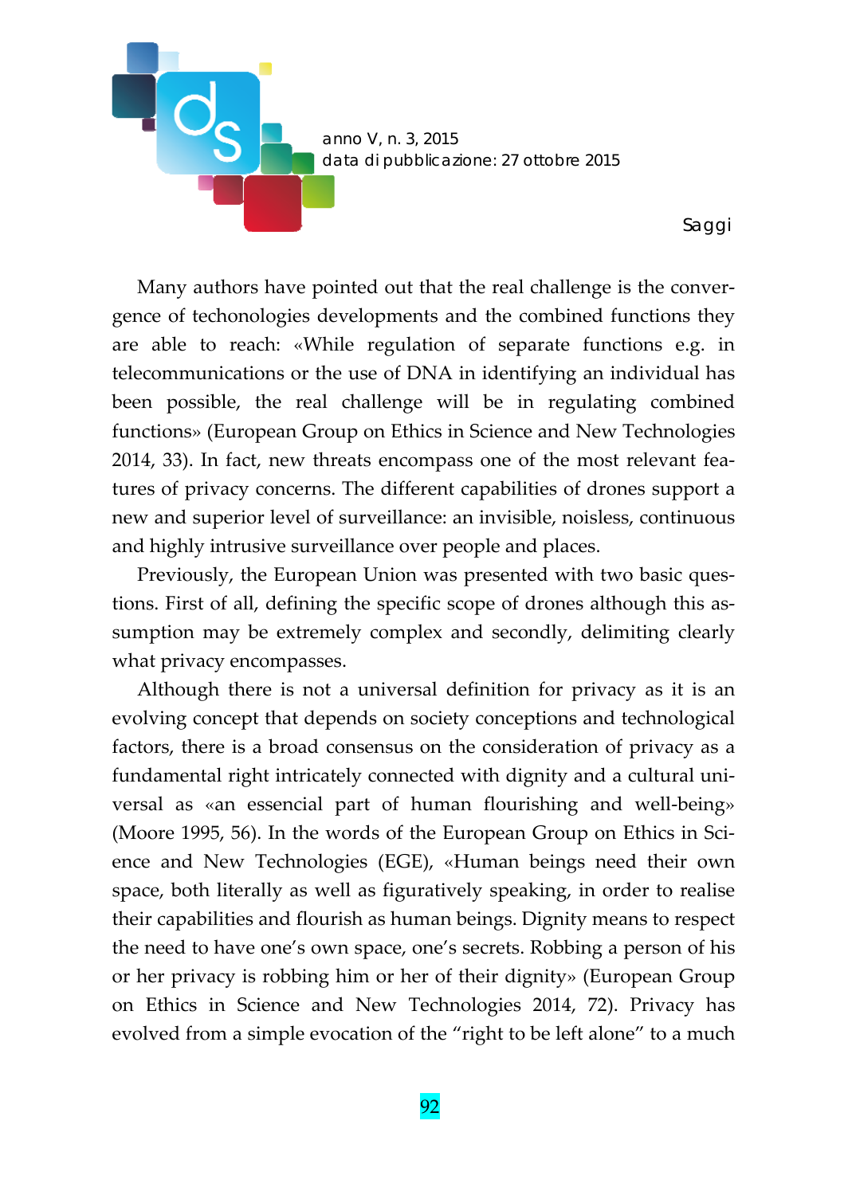Many authors have pointed out that the real challenge is the convergence of techonologies developments and the combined functions they are able to reach: «While regulation of separate functions e.g. in telecommunications or the use of DNA in identifying an individual has been possible, the real challenge will be in regulating combined functions» (European Group on Ethics in Science and New Technologies 2014, 33). In fact, new threats encompass one of the most relevant features of privacy concerns. The different capabilities of drones support a new and superior level of surveillance: an invisible, noisless, continuous and highly intrusive surveillance over people and places.

Previously, the European Union was presented with two basic questions. First of all, defining the specific scope of drones although this assumption may be extremely complex and secondly, delimiting clearly what privacy encompasses.

Although there is not a universal definition for privacy as it is an evolving concept that depends on society conceptions and technological factors, there is a broad consensus on the consideration of privacy as a fundamental right intricately connected with dignity and a cultural universal as «an essencial part of human flourishing and well-being» (Moore 1995, 56). In the words of the European Group on Ethics in Science and New Technologies (EGE), «Human beings need their own space, both literally as well as figuratively speaking, in order to realise their capabilities and flourish as human beings. Dignity means to respect the need to have one's own space, one's secrets. Robbing a person of his or her privacy is robbing him or her of their dignity» (European Group on Ethics in Science and New Technologies 2014, 72). Privacy has evolved from a simple evocation of the "right to be left alone" to a much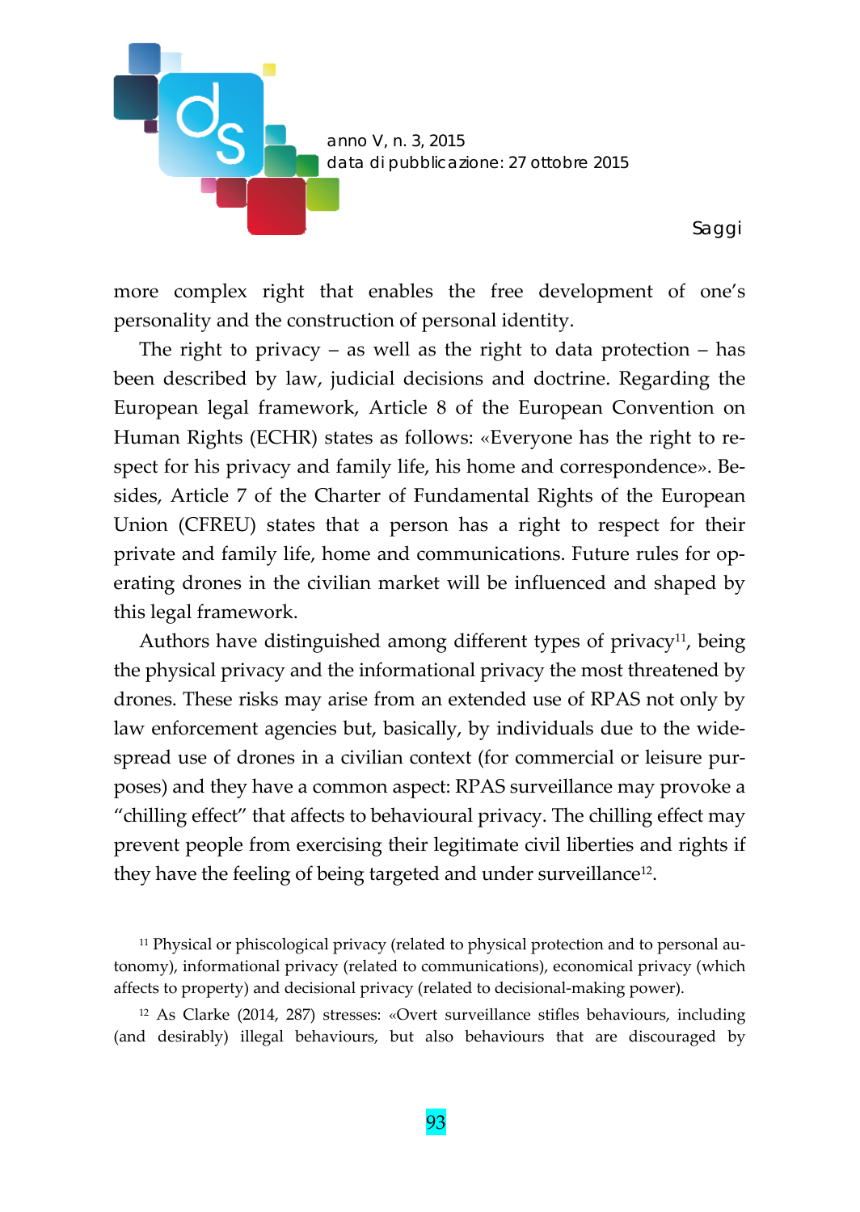more complex right that enables the free development of one's personality and the construction of personal identity.

The right to privacy – as well as the right to data protection – has been described by law, judicial decisions and doctrine. Regarding the European legal framework, Article 8 of the European Convention on Human Rights (ECHR) states as follows: «Everyone has the right to respect for his privacy and family life, his home and correspondence». Besides, Article 7 of the Charter of Fundamental Rights of the European Union (CFREU) states that a person has a right to respect for their private and family life, home and communications. Future rules for operating drones in the civilian market will be influenced and shaped by this legal framework.

Authors have distinguished among different types of privacy[11], being the physical privacy and the informational privacy the most threatened by drones. These risks may arise from an extended use of RPAS not only by law enforcement agencies but, basically, by individuals due to the widespread use of drones in a civilian context (for commercial or leisure purposes) and they have a common aspect: RPAS surveillance may provoke a "chilling effect" that affects to behavioural privacy. The chilling effect may prevent people from exercising their legitimate civil liberties and rights if they have the feeling of being targeted and under surveillance[12].

[11] Physical or phiscological privacy (related to physical protection and to personal autonomy), informational privacy (related to communications), economical privacy (which affects to property) and decisional privacy (related to decisional-making power).

[12] As Clarke (2014, 287) stresses: «Overt surveillance stifles behaviours, including (and desirably) illegal behaviours, but also behaviours that are discouraged by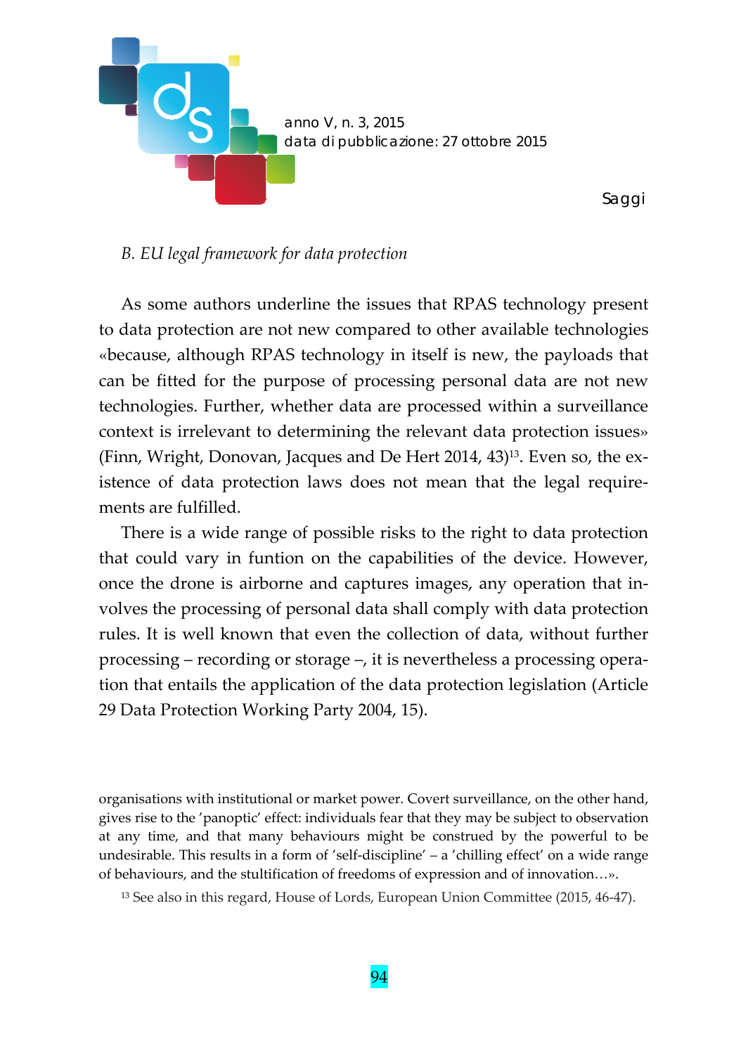*B. EU legal framework for data protection*

As some authors underline the issues that RPAS technology present to data protection are not new compared to other available technologies «because, although RPAS technology in itself is new, the payloads that can be fitted for the purpose of processing personal data are not new technologies. Further, whether data are processed within a surveillance context is irrelevant to determining the relevant data protection issues» (Finn, Wright, Donovan, Jacques and De Hert 2014, 43)[13]. Even so, the existence of data protection laws does not mean that the legal requirements are fulfilled.

There is a wide range of possible risks to the right to data protection that could vary in funtion on the capabilities of the device. However, once the drone is airborne and captures images, any operation that involves the processing of personal data shall comply with data protection rules. It is well known that even the collection of data, without further processing – recording or storage –, it is nevertheless a processing operation that entails the application of the data protection legislation (Article 29 Data Protection Working Party 2004, 15).

---

organisations with institutional or market power. Covert surveillance, on the other hand, gives rise to the 'panoptic' effect: individuals fear that they may be subject to observation at any time, and that many behaviours might be construed by the powerful to be undesirable. This results in a form of 'self-discipline' – a 'chilling effect' on a wide range of behaviours, and the stultification of freedoms of expression and of innovation…».

[13] See also in this regard, House of Lords, European Union Committee (2015, 46-47).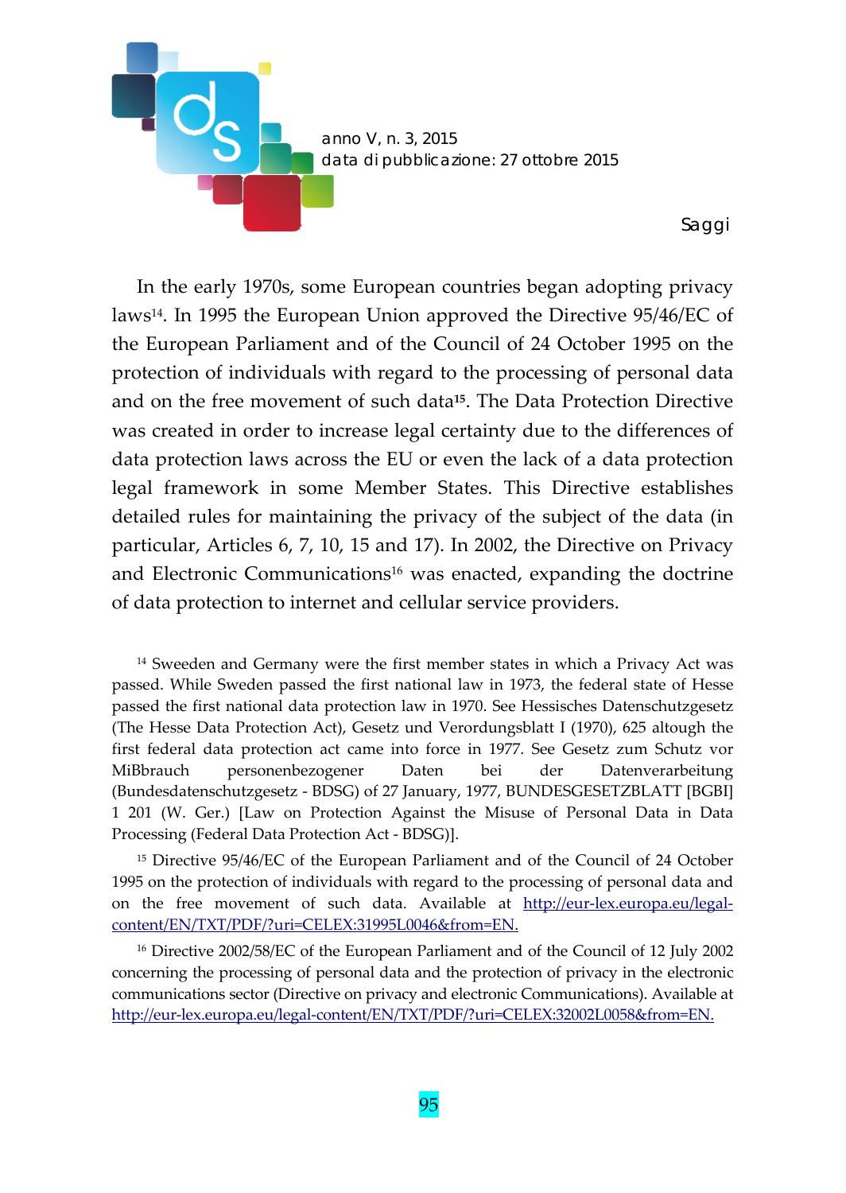In the early 1970s, some European countries began adopting privacy laws[14]. In 1995 the European Union approved the Directive 95/46/EC of the European Parliament and of the Council of 24 October 1995 on the protection of individuals with regard to the processing of personal data and on the free movement of such data[15]. The Data Protection Directive was created in order to increase legal certainty due to the differences of data protection laws across the EU or even the lack of a data protection legal framework in some Member States. This Directive establishes detailed rules for maintaining the privacy of the subject of the data (in particular, Articles 6, 7, 10, 15 and 17). In 2002, the Directive on Privacy and Electronic Communications[16] was enacted, expanding the doctrine of data protection to internet and cellular service providers.

[14] Sweeden and Germany were the first member states in which a Privacy Act was passed. While Sweden passed the first national law in 1973, the federal state of Hesse passed the first national data protection law in 1970. See Hessisches Datenschutzgesetz (The Hesse Data Protection Act), Gesetz und Verordungsblatt I (1970), 625 altough the first federal data protection act came into force in 1977. See Gesetz zum Schutz vor MiBbrauch personenbezogener Daten bei der Datenverarbeitung (Bundesdatenschutzgesetz - BDSG) of 27 January, 1977, BUNDESGESETZBLATT [BGBI] 1 201 (W. Ger.) [Law on Protection Against the Misuse of Personal Data in Data Processing (Federal Data Protection Act - BDSG)].

[15] Directive 95/46/EC of the European Parliament and of the Council of 24 October 1995 on the protection of individuals with regard to the processing of personal data and on the free movement of such data. Available at http://eur-lex.europa.eu/legal-content/EN/TXT/PDF/?uri=CELEX:31995L0046&from=EN.

[16] Directive 2002/58/EC of the European Parliament and of the Council of 12 July 2002 concerning the processing of personal data and the protection of privacy in the electronic communications sector (Directive on privacy and electronic Communications). Available at http://eur-lex.europa.eu/legal-content/EN/TXT/PDF/?uri=CELEX:32002L0058&from=EN.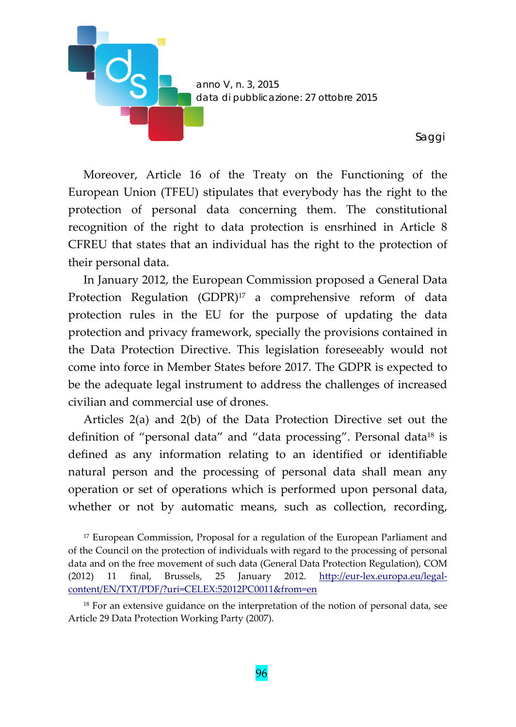Moreover, Article 16 of the Treaty on the Functioning of the European Union (TFEU) stipulates that everybody has the right to the protection of personal data concerning them. The constitutional recognition of the right to data protection is ensrhined in Article 8 CFREU that states that an individual has the right to the protection of their personal data.

In January 2012, the European Commission proposed a General Data Protection Regulation (GDPR)[17] a comprehensive reform of data protection rules in the EU for the purpose of updating the data protection and privacy framework, specially the provisions contained in the Data Protection Directive. This legislation foreseeably would not come into force in Member States before 2017. The GDPR is expected to be the adequate legal instrument to address the challenges of increased civilian and commercial use of drones.

Articles 2(a) and 2(b) of the Data Protection Directive set out the definition of "personal data" and "data processing". Personal data[18] is defined as any information relating to an identified or identifiable natural person and the processing of personal data shall mean any operation or set of operations which is performed upon personal data, whether or not by automatic means, such as collection, recording,

[17] European Commission, Proposal for a regulation of the European Parliament and of the Council on the protection of individuals with regard to the processing of personal data and on the free movement of such data (General Data Protection Regulation), COM (2012) 11 final, Brussels, 25 January 2012. http://eur-lex.europa.eu/legal-content/EN/TXT/PDF/?uri=CELEX:52012PC0011&from=en

[18] For an extensive guidance on the interpretation of the notion of personal data, see Article 29 Data Protection Working Party (2007).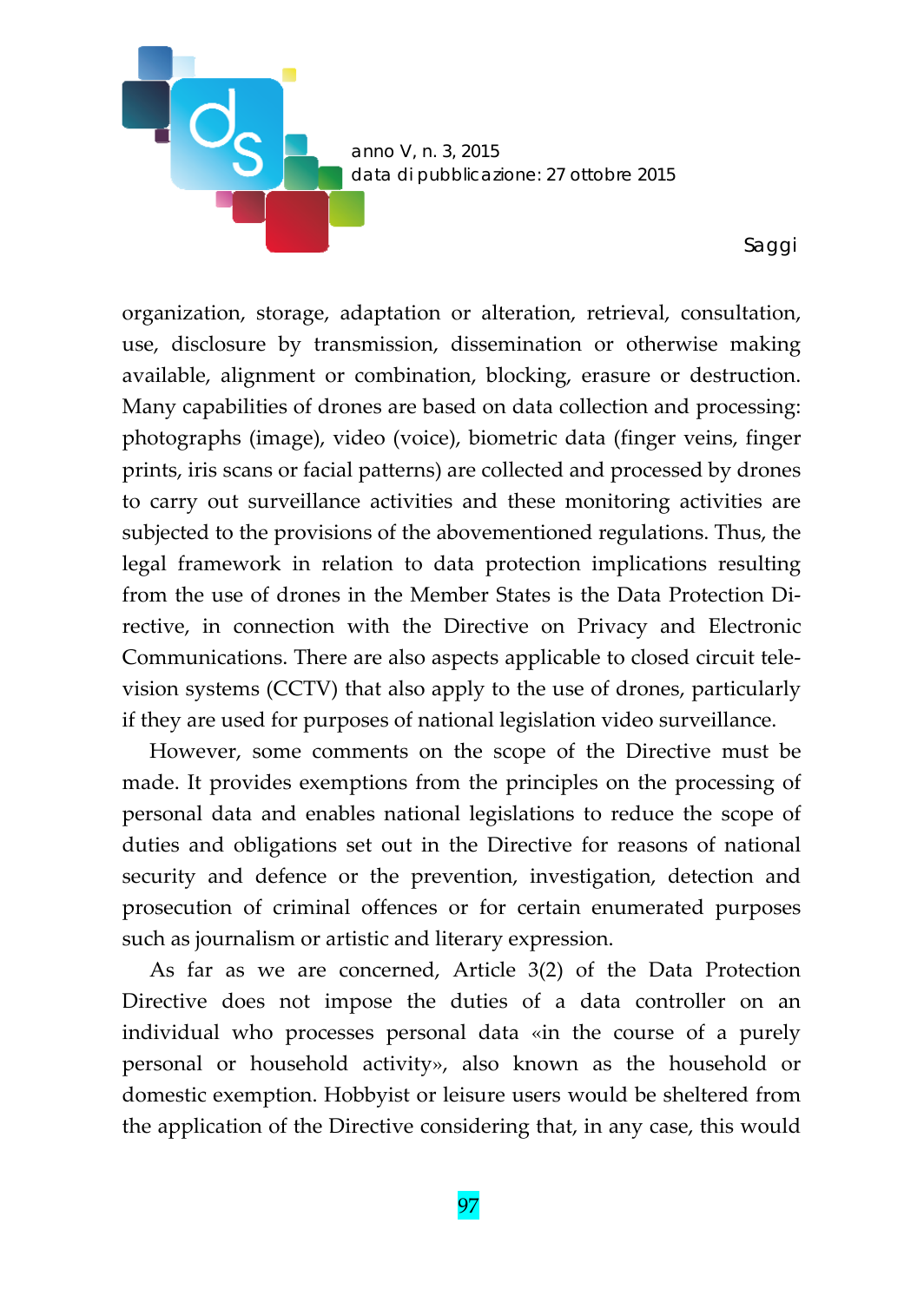organization, storage, adaptation or alteration, retrieval, consultation, use, disclosure by transmission, dissemination or otherwise making available, alignment or combination, blocking, erasure or destruction. Many capabilities of drones are based on data collection and processing: photographs (image), video (voice), biometric data (finger veins, finger prints, iris scans or facial patterns) are collected and processed by drones to carry out surveillance activities and these monitoring activities are subjected to the provisions of the abovementioned regulations. Thus, the legal framework in relation to data protection implications resulting from the use of drones in the Member States is the Data Protection Directive, in connection with the Directive on Privacy and Electronic Communications. There are also aspects applicable to closed circuit television systems (CCTV) that also apply to the use of drones, particularly if they are used for purposes of national legislation video surveillance.

However, some comments on the scope of the Directive must be made. It provides exemptions from the principles on the processing of personal data and enables national legislations to reduce the scope of duties and obligations set out in the Directive for reasons of national security and defence or the prevention, investigation, detection and prosecution of criminal offences or for certain enumerated purposes such as journalism or artistic and literary expression.

As far as we are concerned, Article 3(2) of the Data Protection Directive does not impose the duties of a data controller on an individual who processes personal data «in the course of a purely personal or household activity», also known as the household or domestic exemption. Hobbyist or leisure users would be sheltered from the application of the Directive considering that, in any case, this would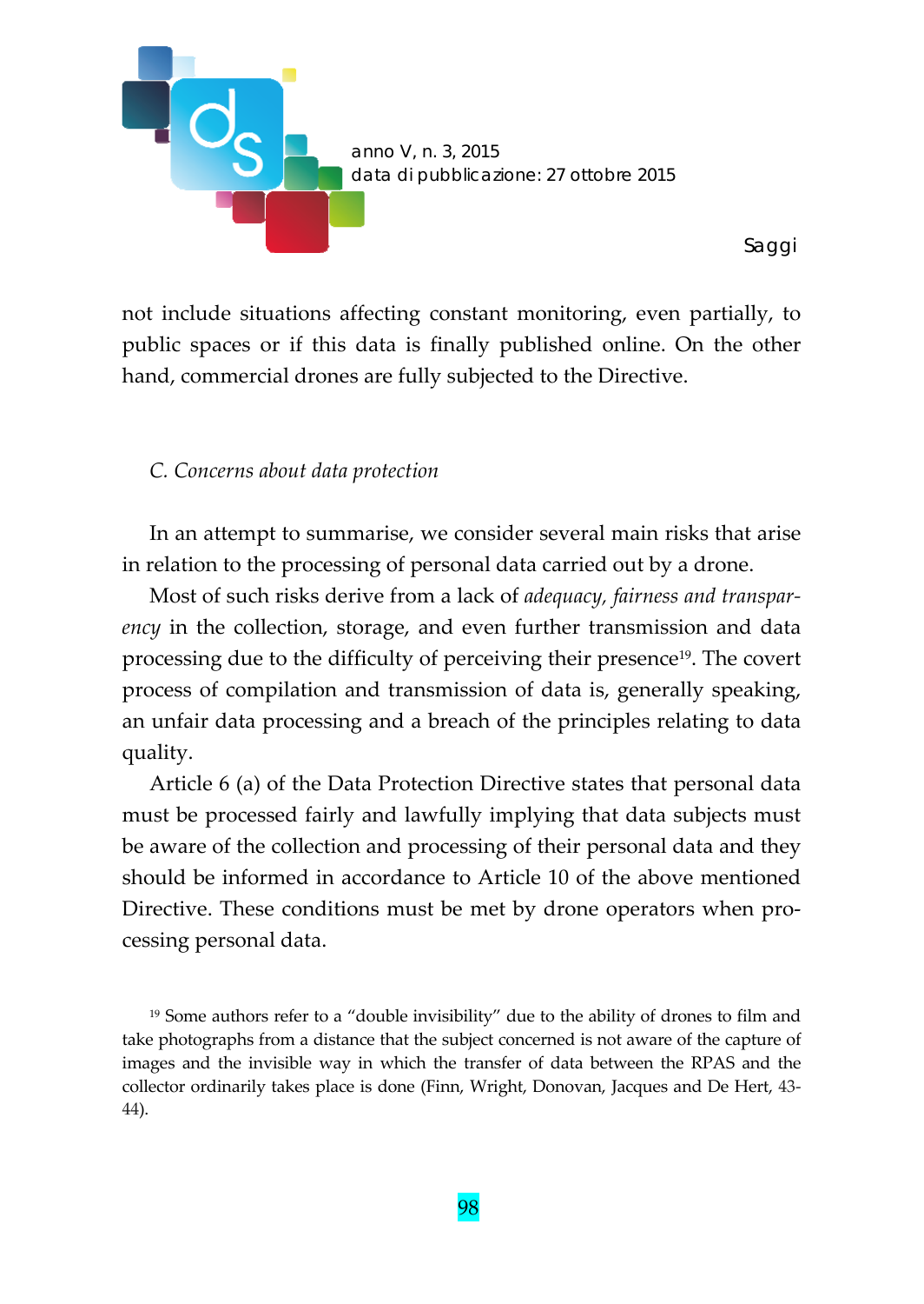not include situations affecting constant monitoring, even partially, to public spaces or if this data is finally published online. On the other hand, commercial drones are fully subjected to the Directive.

### C. Concerns about data protection

In an attempt to summarise, we consider several main risks that arise in relation to the processing of personal data carried out by a drone.

Most of such risks derive from a lack of *adequacy, fairness and transparency* in the collection, storage, and even further transmission and data processing due to the difficulty of perceiving their presence[19]. The covert process of compilation and transmission of data is, generally speaking, an unfair data processing and a breach of the principles relating to data quality.

Article 6 (a) of the Data Protection Directive states that personal data must be processed fairly and lawfully implying that data subjects must be aware of the collection and processing of their personal data and they should be informed in accordance to Article 10 of the above mentioned Directive. These conditions must be met by drone operators when processing personal data.

---

[19] Some authors refer to a "double invisibility" due to the ability of drones to film and take photographs from a distance that the subject concerned is not aware of the capture of images and the invisible way in which the transfer of data between the RPAS and the collector ordinarily takes place is done (Finn, Wright, Donovan, Jacques and De Hert, 43-44).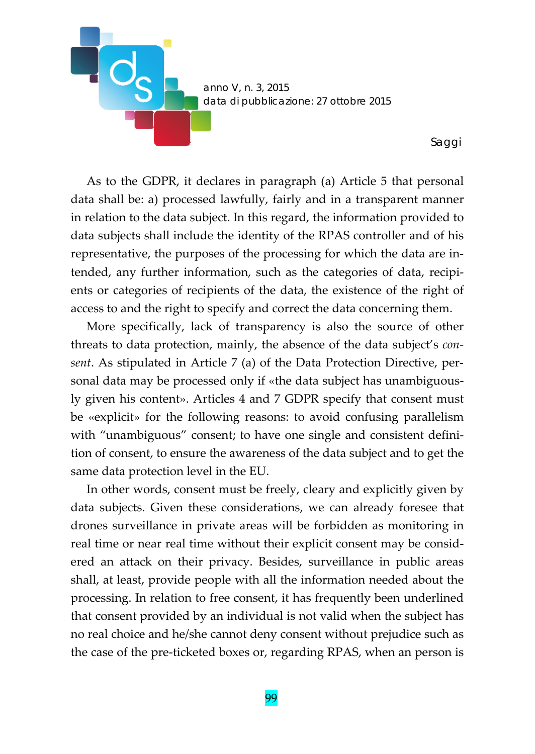As to the GDPR, it declares in paragraph (a) Article 5 that personal data shall be: a) processed lawfully, fairly and in a transparent manner in relation to the data subject. In this regard, the information provided to data subjects shall include the identity of the RPAS controller and of his representative, the purposes of the processing for which the data are intended, any further information, such as the categories of data, recipients or categories of recipients of the data, the existence of the right of access to and the right to specify and correct the data concerning them.

More specifically, lack of transparency is also the source of other threats to data protection, mainly, the absence of the data subject's *consent*. As stipulated in Article 7 (a) of the Data Protection Directive, personal data may be processed only if «the data subject has unambiguously given his content». Articles 4 and 7 GDPR specify that consent must be «explicit» for the following reasons: to avoid confusing parallelism with "unambiguous" consent; to have one single and consistent definition of consent, to ensure the awareness of the data subject and to get the same data protection level in the EU.

In other words, consent must be freely, cleary and explicitly given by data subjects. Given these considerations, we can already foresee that drones surveillance in private areas will be forbidden as monitoring in real time or near real time without their explicit consent may be considered an attack on their privacy. Besides, surveillance in public areas shall, at least, provide people with all the information needed about the processing. In relation to free consent, it has frequently been underlined that consent provided by an individual is not valid when the subject has no real choice and he/she cannot deny consent without prejudice such as the case of the pre-ticketed boxes or, regarding RPAS, when an person is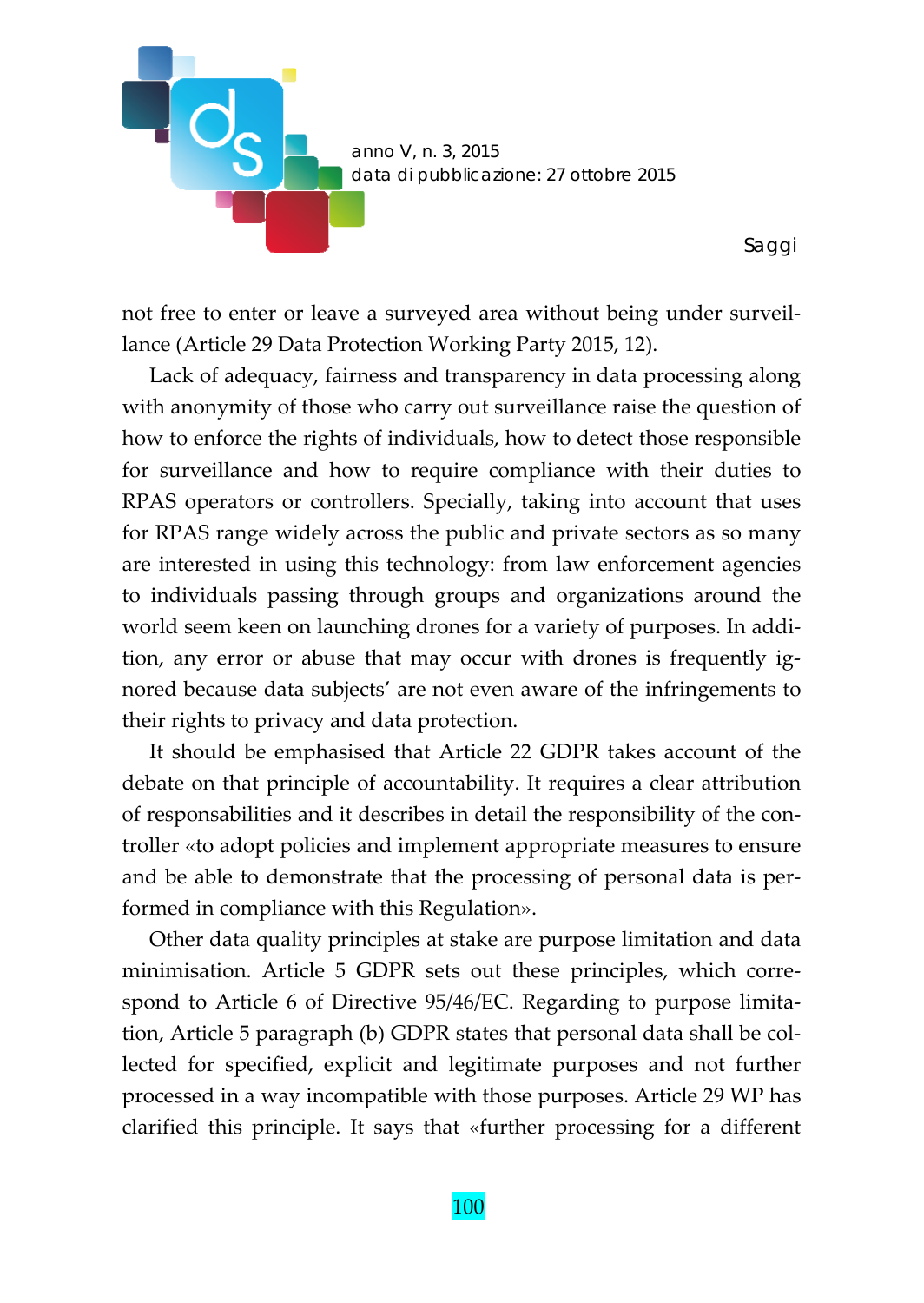not free to enter or leave a surveyed area without being under surveillance (Article 29 Data Protection Working Party 2015, 12).

Lack of adequacy, fairness and transparency in data processing along with anonymity of those who carry out surveillance raise the question of how to enforce the rights of individuals, how to detect those responsible for surveillance and how to require compliance with their duties to RPAS operators or controllers. Specially, taking into account that uses for RPAS range widely across the public and private sectors as so many are interested in using this technology: from law enforcement agencies to individuals passing through groups and organizations around the world seem keen on launching drones for a variety of purposes. In addition, any error or abuse that may occur with drones is frequently ignored because data subjects' are not even aware of the infringements to their rights to privacy and data protection.

It should be emphasised that Article 22 GDPR takes account of the debate on that principle of accountability. It requires a clear attribution of responsabilities and it describes in detail the responsibility of the controller «to adopt policies and implement appropriate measures to ensure and be able to demonstrate that the processing of personal data is performed in compliance with this Regulation».

Other data quality principles at stake are purpose limitation and data minimisation. Article 5 GDPR sets out these principles, which correspond to Article 6 of Directive 95/46/EC. Regarding to purpose limitation, Article 5 paragraph (b) GDPR states that personal data shall be collected for specified, explicit and legitimate purposes and not further processed in a way incompatible with those purposes. Article 29 WP has clarified this principle. It says that «further processing for a different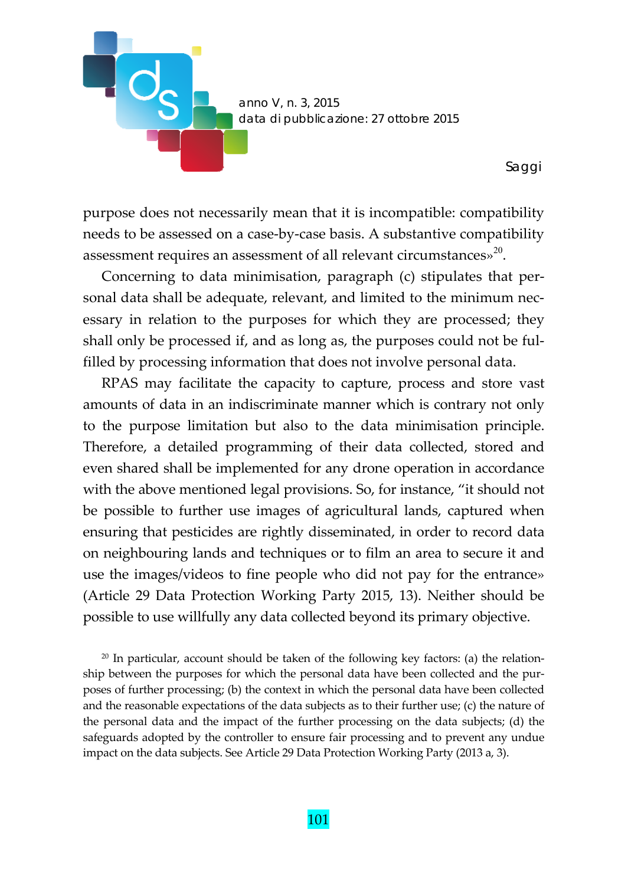purpose does not necessarily mean that it is incompatible: compatibility needs to be assessed on a case-by-case basis. A substantive compatibility assessment requires an assessment of all relevant circumstances»[20].

Concerning to data minimisation, paragraph (c) stipulates that personal data shall be adequate, relevant, and limited to the minimum necessary in relation to the purposes for which they are processed; they shall only be processed if, and as long as, the purposes could not be fulfilled by processing information that does not involve personal data.

RPAS may facilitate the capacity to capture, process and store vast amounts of data in an indiscriminate manner which is contrary not only to the purpose limitation but also to the data minimisation principle. Therefore, a detailed programming of their data collected, stored and even shared shall be implemented for any drone operation in accordance with the above mentioned legal provisions. So, for instance, "it should not be possible to further use images of agricultural lands, captured when ensuring that pesticides are rightly disseminated, in order to record data on neighbouring lands and techniques or to film an area to secure it and use the images/videos to fine people who did not pay for the entrance» (Article 29 Data Protection Working Party 2015, 13). Neither should be possible to use willfully any data collected beyond its primary objective.

[20] In particular, account should be taken of the following key factors: (a) the relationship between the purposes for which the personal data have been collected and the purposes of further processing; (b) the context in which the personal data have been collected and the reasonable expectations of the data subjects as to their further use; (c) the nature of the personal data and the impact of the further processing on the data subjects; (d) the safeguards adopted by the controller to ensure fair processing and to prevent any undue impact on the data subjects. See Article 29 Data Protection Working Party (2013 a, 3).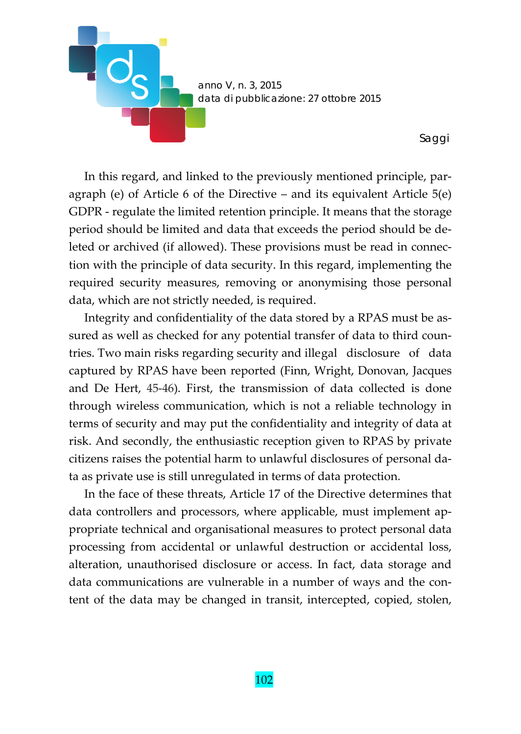In this regard, and linked to the previously mentioned principle, paragraph (e) of Article 6 of the Directive – and its equivalent Article 5(e) GDPR - regulate the limited retention principle. It means that the storage period should be limited and data that exceeds the period should be deleted or archived (if allowed). These provisions must be read in connection with the principle of data security. In this regard, implementing the required security measures, removing or anonymising those personal data, which are not strictly needed, is required.

Integrity and confidentiality of the data stored by a RPAS must be assured as well as checked for any potential transfer of data to third countries. Two main risks regarding security and illegal disclosure of data captured by RPAS have been reported (Finn, Wright, Donovan, Jacques and De Hert, 45-46). First, the transmission of data collected is done through wireless communication, which is not a reliable technology in terms of security and may put the confidentiality and integrity of data at risk. And secondly, the enthusiastic reception given to RPAS by private citizens raises the potential harm to unlawful disclosures of personal data as private use is still unregulated in terms of data protection.

In the face of these threats, Article 17 of the Directive determines that data controllers and processors, where applicable, must implement appropriate technical and organisational measures to protect personal data processing from accidental or unlawful destruction or accidental loss, alteration, unauthorised disclosure or access. In fact, data storage and data communications are vulnerable in a number of ways and the content of the data may be changed in transit, intercepted, copied, stolen,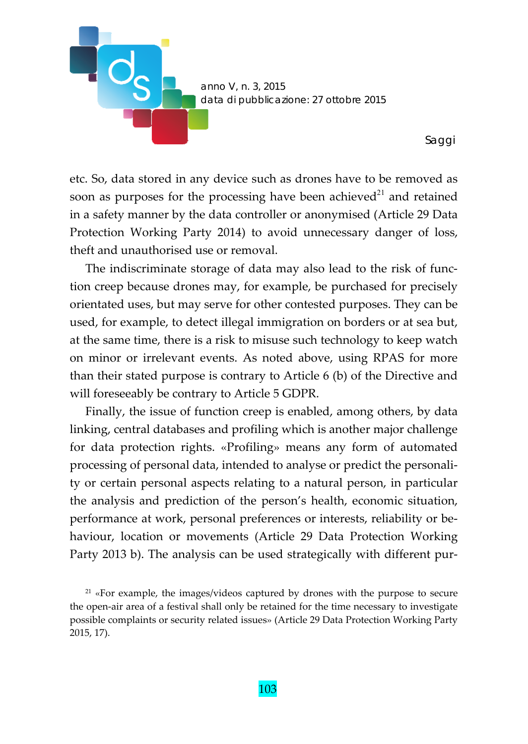etc. So, data stored in any device such as drones have to be removed as soon as purposes for the processing have been achieved[21] and retained in a safety manner by the data controller or anonymised (Article 29 Data Protection Working Party 2014) to avoid unnecessary danger of loss, theft and unauthorised use or removal.

The indiscriminate storage of data may also lead to the risk of function creep because drones may, for example, be purchased for precisely orientated uses, but may serve for other contested purposes. They can be used, for example, to detect illegal immigration on borders or at sea but, at the same time, there is a risk to misuse such technology to keep watch on minor or irrelevant events. As noted above, using RPAS for more than their stated purpose is contrary to Article 6 (b) of the Directive and will foreseeably be contrary to Article 5 GDPR.

Finally, the issue of function creep is enabled, among others, by data linking, central databases and profiling which is another major challenge for data protection rights. «Profiling» means any form of automated processing of personal data, intended to analyse or predict the personality or certain personal aspects relating to a natural person, in particular the analysis and prediction of the person's health, economic situation, performance at work, personal preferences or interests, reliability or behaviour, location or movements (Article 29 Data Protection Working Party 2013 b). The analysis can be used strategically with different pur-

[21] «For example, the images/videos captured by drones with the purpose to secure the open-air area of a festival shall only be retained for the time necessary to investigate possible complaints or security related issues» (Article 29 Data Protection Working Party 2015, 17).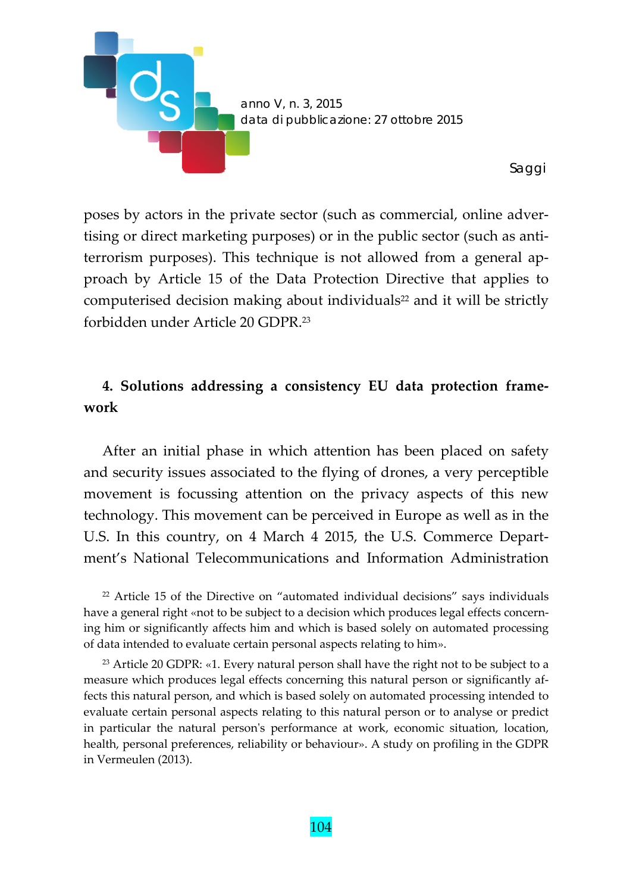poses by actors in the private sector (such as commercial, online advertising or direct marketing purposes) or in the public sector (such as anti-terrorism purposes). This technique is not allowed from a general approach by Article 15 of the Data Protection Directive that applies to computerised decision making about individuals[22] and it will be strictly forbidden under Article 20 GDPR.[23]

## 4. Solutions addressing a consistency EU data protection framework

After an initial phase in which attention has been placed on safety and security issues associated to the flying of drones, a very perceptible movement is focussing attention on the privacy aspects of this new technology. This movement can be perceived in Europe as well as in the U.S. In this country, on 4 March 4 2015, the U.S. Commerce Department's National Telecommunications and Information Administration

[22] Article 15 of the Directive on "automated individual decisions" says individuals have a general right «not to be subject to a decision which produces legal effects concerning him or significantly affects him and which is based solely on automated processing of data intended to evaluate certain personal aspects relating to him».

[23] Article 20 GDPR: «1. Every natural person shall have the right not to be subject to a measure which produces legal effects concerning this natural person or significantly affects this natural person, and which is based solely on automated processing intended to evaluate certain personal aspects relating to this natural person or to analyse or predict in particular the natural person's performance at work, economic situation, location, health, personal preferences, reliability or behaviour». A study on profiling in the GDPR in Vermeulen (2013).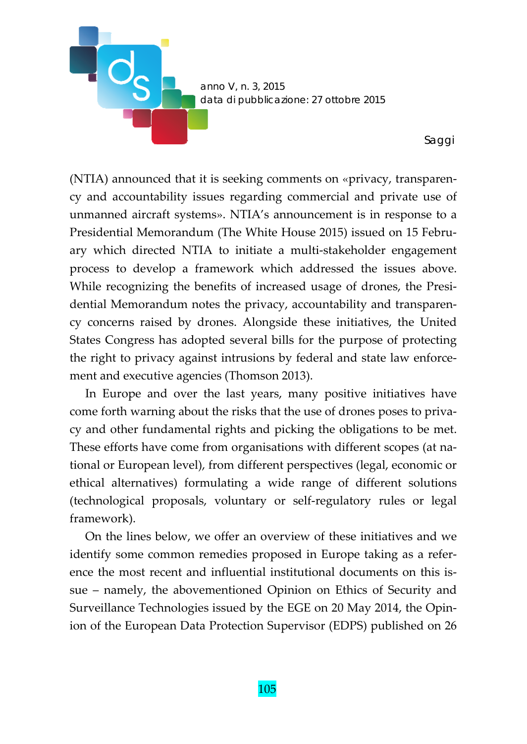(NTIA) announced that it is seeking comments on «privacy, transparency and accountability issues regarding commercial and private use of unmanned aircraft systems». NTIA's announcement is in response to a Presidential Memorandum (The White House 2015) issued on 15 February which directed NTIA to initiate a multi-stakeholder engagement process to develop a framework which addressed the issues above. While recognizing the benefits of increased usage of drones, the Presidential Memorandum notes the privacy, accountability and transparency concerns raised by drones. Alongside these initiatives, the United States Congress has adopted several bills for the purpose of protecting the right to privacy against intrusions by federal and state law enforcement and executive agencies (Thomson 2013).

In Europe and over the last years, many positive initiatives have come forth warning about the risks that the use of drones poses to privacy and other fundamental rights and picking the obligations to be met. These efforts have come from organisations with different scopes (at national or European level), from different perspectives (legal, economic or ethical alternatives) formulating a wide range of different solutions (technological proposals, voluntary or self-regulatory rules or legal framework).

On the lines below, we offer an overview of these initiatives and we identify some common remedies proposed in Europe taking as a reference the most recent and influential institutional documents on this issue – namely, the abovementioned Opinion on Ethics of Security and Surveillance Technologies issued by the EGE on 20 May 2014, the Opinion of the European Data Protection Supervisor (EDPS) published on 26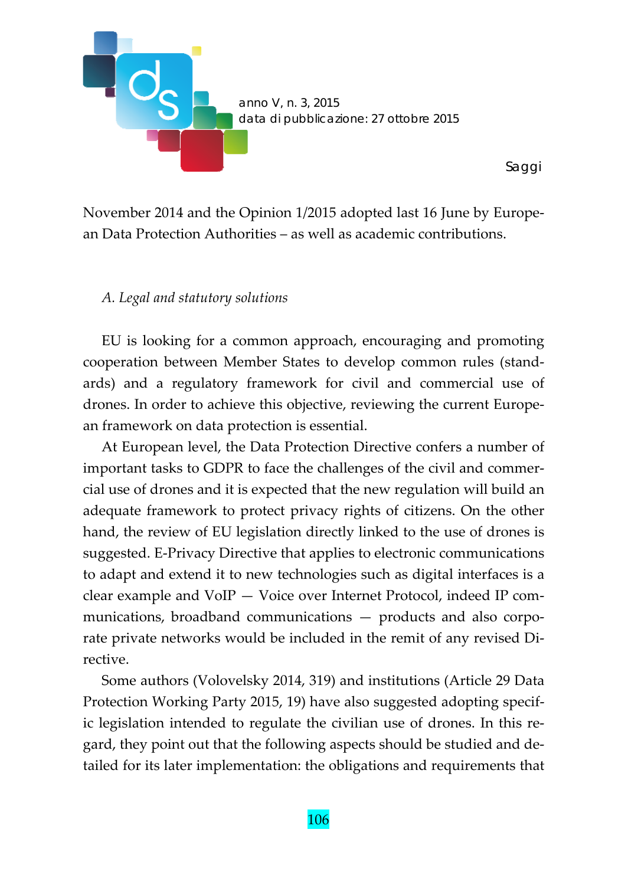November 2014 and the Opinion 1/2015 adopted last 16 June by European Data Protection Authorities – as well as academic contributions.

*A. Legal and statutory solutions*

EU is looking for a common approach, encouraging and promoting cooperation between Member States to develop common rules (standards) and a regulatory framework for civil and commercial use of drones. In order to achieve this objective, reviewing the current European framework on data protection is essential.

At European level, the Data Protection Directive confers a number of important tasks to GDPR to face the challenges of the civil and commercial use of drones and it is expected that the new regulation will build an adequate framework to protect privacy rights of citizens. On the other hand, the review of EU legislation directly linked to the use of drones is suggested. E-Privacy Directive that applies to electronic communications to adapt and extend it to new technologies such as digital interfaces is a clear example and VoIP — Voice over Internet Protocol, indeed IP communications, broadband communications — products and also corporate private networks would be included in the remit of any revised Directive.

Some authors (Volovelsky 2014, 319) and institutions (Article 29 Data Protection Working Party 2015, 19) have also suggested adopting specific legislation intended to regulate the civilian use of drones. In this regard, they point out that the following aspects should be studied and detailed for its later implementation: the obligations and requirements that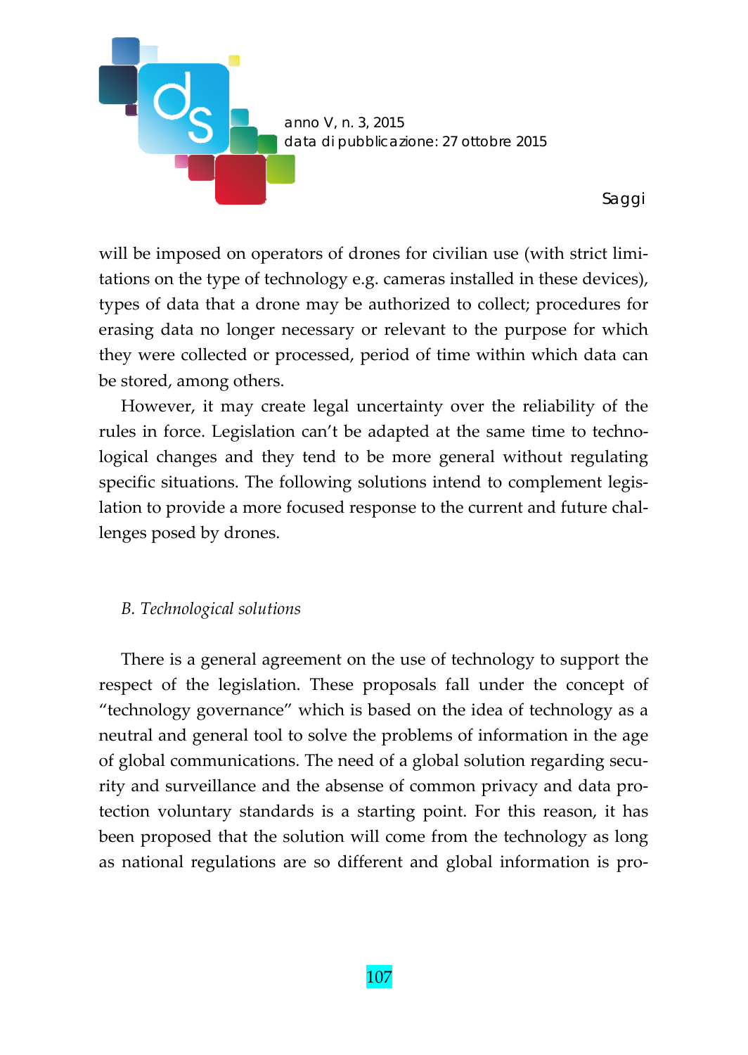will be imposed on operators of drones for civilian use (with strict limitations on the type of technology e.g. cameras installed in these devices), types of data that a drone may be authorized to collect; procedures for erasing data no longer necessary or relevant to the purpose for which they were collected or processed, period of time within which data can be stored, among others.

However, it may create legal uncertainty over the reliability of the rules in force. Legislation can't be adapted at the same time to technological changes and they tend to be more general without regulating specific situations. The following solutions intend to complement legislation to provide a more focused response to the current and future challenges posed by drones.

### *B. Technological solutions*

There is a general agreement on the use of technology to support the respect of the legislation. These proposals fall under the concept of "technology governance" which is based on the idea of technology as a neutral and general tool to solve the problems of information in the age of global communications. The need of a global solution regarding security and surveillance and the absense of common privacy and data protection voluntary standards is a starting point. For this reason, it has been proposed that the solution will come from the technology as long as national regulations are so different and global information is pro-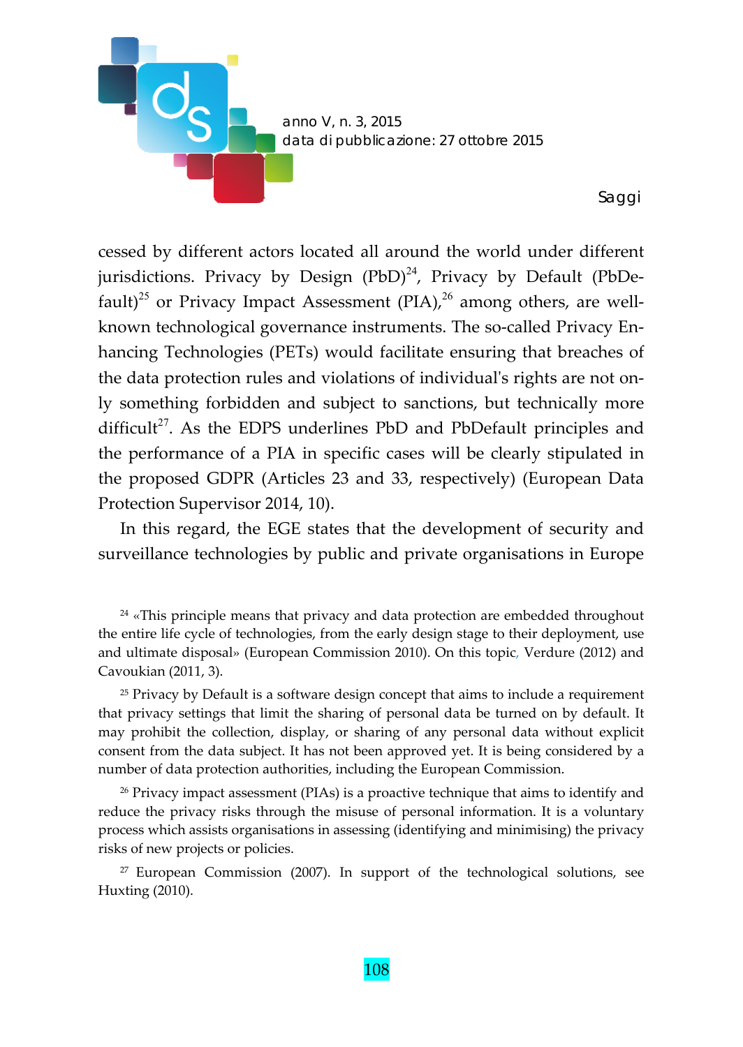cessed by different actors located all around the world under different jurisdictions. Privacy by Design (PbD)[24], Privacy by Default (PbDefault)[25] or Privacy Impact Assessment (PIA),[26] among others, are well-known technological governance instruments. The so-called Privacy Enhancing Technologies (PETs) would facilitate ensuring that breaches of the data protection rules and violations of individual's rights are not only something forbidden and subject to sanctions, but technically more difficult[27]. As the EDPS underlines PbD and PbDefault principles and the performance of a PIA in specific cases will be clearly stipulated in the proposed GDPR (Articles 23 and 33, respectively) (European Data Protection Supervisor 2014, 10).

In this regard, the EGE states that the development of security and surveillance technologies by public and private organisations in Europe

[24] «This principle means that privacy and data protection are embedded throughout the entire life cycle of technologies, from the early design stage to their deployment, use and ultimate disposal» (European Commission 2010). On this topic, Verdure (2012) and Cavoukian (2011, 3).

[25] Privacy by Default is a software design concept that aims to include a requirement that privacy settings that limit the sharing of personal data be turned on by default. It may prohibit the collection, display, or sharing of any personal data without explicit consent from the data subject. It has not been approved yet. It is being considered by a number of data protection authorities, including the European Commission.

[26] Privacy impact assessment (PIAs) is a proactive technique that aims to identify and reduce the privacy risks through the misuse of personal information. It is a voluntary process which assists organisations in assessing (identifying and minimising) the privacy risks of new projects or policies.

[27] European Commission (2007). In support of the technological solutions, see Huxting (2010).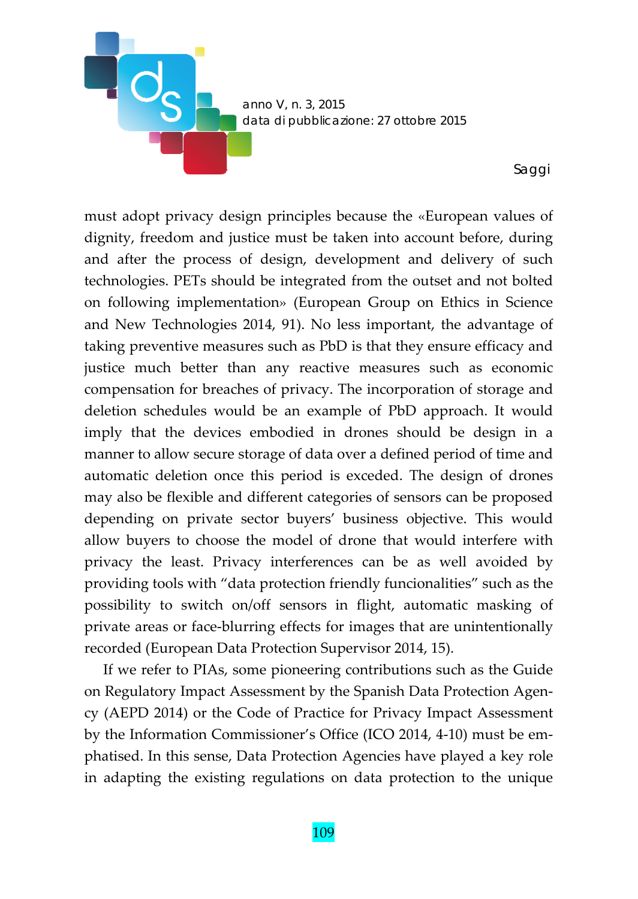must adopt privacy design principles because the «European values of dignity, freedom and justice must be taken into account before, during and after the process of design, development and delivery of such technologies. PETs should be integrated from the outset and not bolted on following implementation» (European Group on Ethics in Science and New Technologies 2014, 91). No less important, the advantage of taking preventive measures such as PbD is that they ensure efficacy and justice much better than any reactive measures such as economic compensation for breaches of privacy. The incorporation of storage and deletion schedules would be an example of PbD approach. It would imply that the devices embodied in drones should be design in a manner to allow secure storage of data over a defined period of time and automatic deletion once this period is exceded. The design of drones may also be flexible and different categories of sensors can be proposed depending on private sector buyers' business objective. This would allow buyers to choose the model of drone that would interfere with privacy the least. Privacy interferences can be as well avoided by providing tools with "data protection friendly funcionalities" such as the possibility to switch on/off sensors in flight, automatic masking of private areas or face-blurring effects for images that are unintentionally recorded (European Data Protection Supervisor 2014, 15).

If we refer to PIAs, some pioneering contributions such as the Guide on Regulatory Impact Assessment by the Spanish Data Protection Agency (AEPD 2014) or the Code of Practice for Privacy Impact Assessment by the Information Commissioner's Office (ICO 2014, 4-10) must be emphatised. In this sense, Data Protection Agencies have played a key role in adapting the existing regulations on data protection to the unique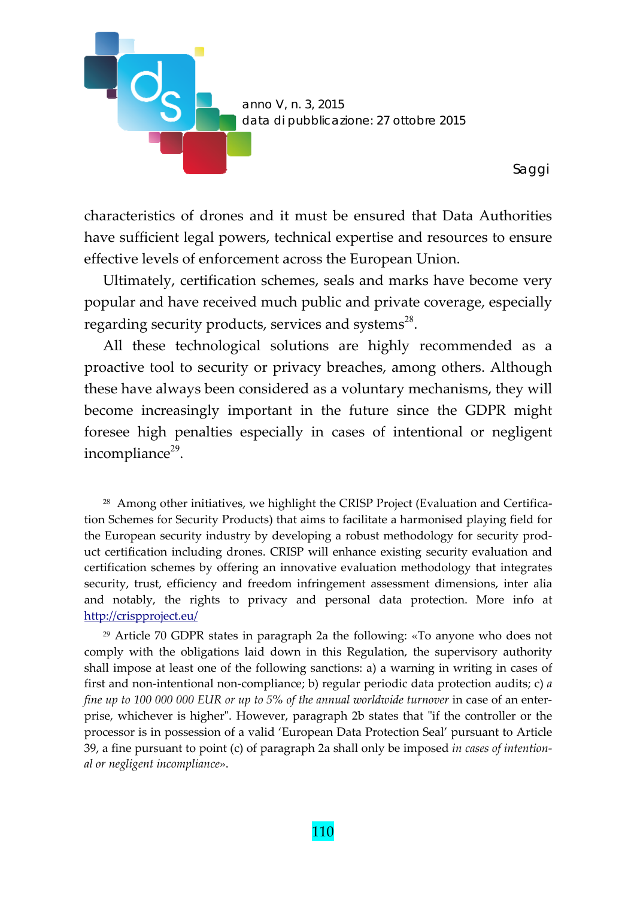characteristics of drones and it must be ensured that Data Authorities have sufficient legal powers, technical expertise and resources to ensure effective levels of enforcement across the European Union.

Ultimately, certification schemes, seals and marks have become very popular and have received much public and private coverage, especially regarding security products, services and systems[28].

All these technological solutions are highly recommended as a proactive tool to security or privacy breaches, among others. Although these have always been considered as a voluntary mechanisms, they will become increasingly important in the future since the GDPR might foresee high penalties especially in cases of intentional or negligent incompliance[29].

[28] Among other initiatives, we highlight the CRISP Project (Evaluation and Certification Schemes for Security Products) that aims to facilitate a harmonised playing field for the European security industry by developing a robust methodology for security product certification including drones. CRISP will enhance existing security evaluation and certification schemes by offering an innovative evaluation methodology that integrates security, trust, efficiency and freedom infringement assessment dimensions, inter alia and notably, the rights to privacy and personal data protection. More info at http://crispproject.eu/

[29] Article 70 GDPR states in paragraph 2a the following: «To anyone who does not comply with the obligations laid down in this Regulation, the supervisory authority shall impose at least one of the following sanctions: a) a warning in writing in cases of first and non-intentional non-compliance; b) regular periodic data protection audits; c) *a fine up to 100 000 000 EUR or up to 5% of the annual worldwide turnover* in case of an enterprise, whichever is higher". However, paragraph 2b states that "if the controller or the processor is in possession of a valid 'European Data Protection Seal' pursuant to Article 39, a fine pursuant to point (c) of paragraph 2a shall only be imposed *in cases of intentional or negligent incompliance*».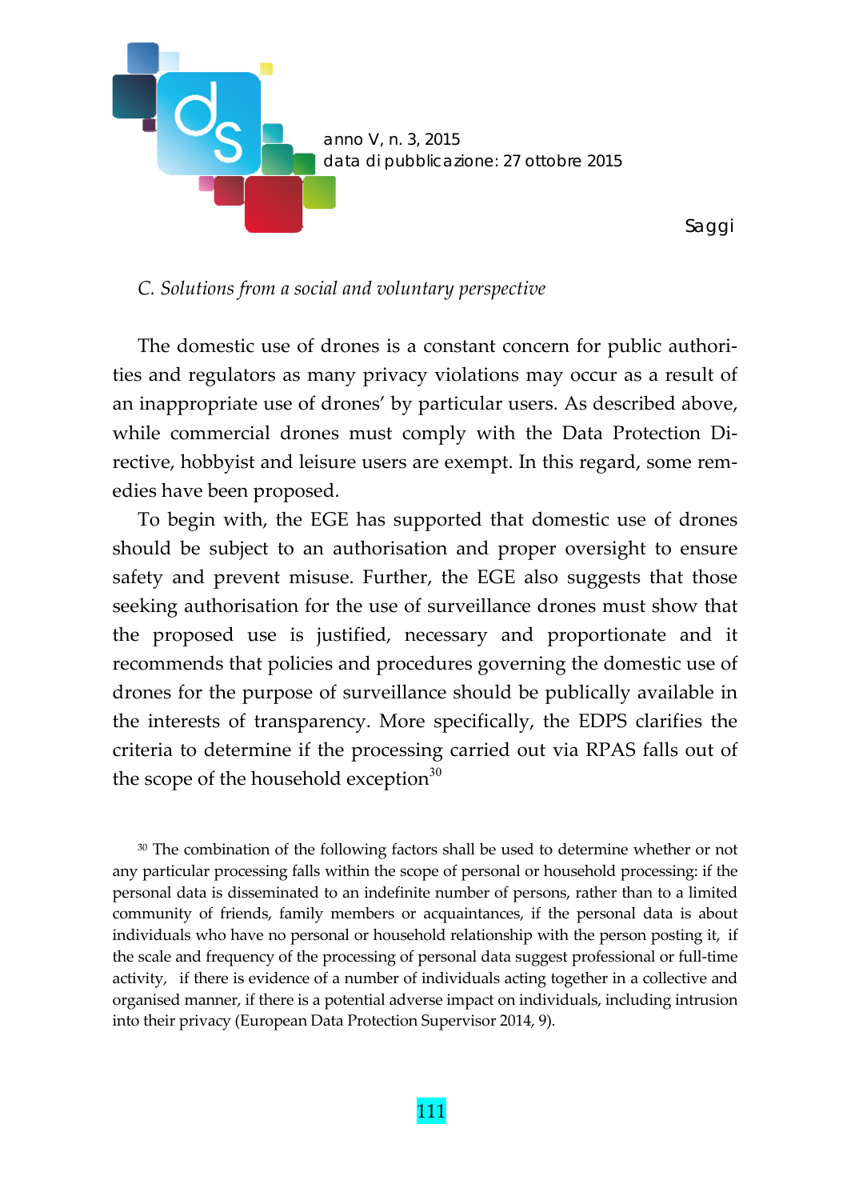### *C. Solutions from a social and voluntary perspective*

The domestic use of drones is a constant concern for public authorities and regulators as many privacy violations may occur as a result of an inappropriate use of drones' by particular users. As described above, while commercial drones must comply with the Data Protection Directive, hobbyist and leisure users are exempt. In this regard, some remedies have been proposed.

To begin with, the EGE has supported that domestic use of drones should be subject to an authorisation and proper oversight to ensure safety and prevent misuse. Further, the EGE also suggests that those seeking authorisation for the use of surveillance drones must show that the proposed use is justified, necessary and proportionate and it recommends that policies and procedures governing the domestic use of drones for the purpose of surveillance should be publically available in the interests of transparency. More specifically, the EDPS clarifies the criteria to determine if the processing carried out via RPAS falls out of the scope of the household exception[30]

[30] The combination of the following factors shall be used to determine whether or not any particular processing falls within the scope of personal or household processing: if the personal data is disseminated to an indefinite number of persons, rather than to a limited community of friends, family members or acquaintances, if the personal data is about individuals who have no personal or household relationship with the person posting it, if the scale and frequency of the processing of personal data suggest professional or full-time activity, if there is evidence of a number of individuals acting together in a collective and organised manner, if there is a potential adverse impact on individuals, including intrusion into their privacy (European Data Protection Supervisor 2014, 9).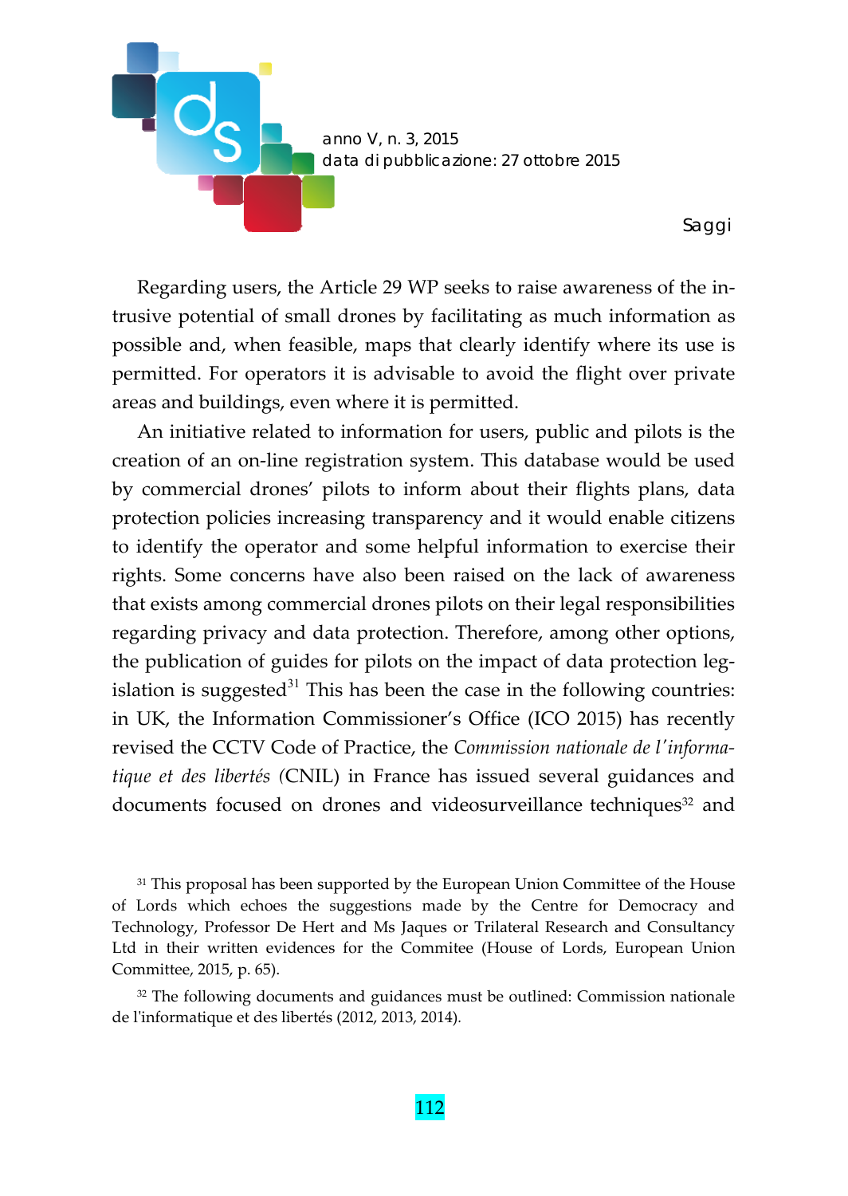Regarding users, the Article 29 WP seeks to raise awareness of the intrusive potential of small drones by facilitating as much information as possible and, when feasible, maps that clearly identify where its use is permitted. For operators it is advisable to avoid the flight over private areas and buildings, even where it is permitted.

An initiative related to information for users, public and pilots is the creation of an on-line registration system. This database would be used by commercial drones' pilots to inform about their flights plans, data protection policies increasing transparency and it would enable citizens to identify the operator and some helpful information to exercise their rights. Some concerns have also been raised on the lack of awareness that exists among commercial drones pilots on their legal responsibilities regarding privacy and data protection. Therefore, among other options, the publication of guides for pilots on the impact of data protection legislation is suggested[31] This has been the case in the following countries: in UK, the Information Commissioner's Office (ICO 2015) has recently revised the CCTV Code of Practice, the *Commission nationale de l'informatique et des libertés* (CNIL) in France has issued several guidances and documents focused on drones and videosurveillance techniques[32] and

[31] This proposal has been supported by the European Union Committee of the House of Lords which echoes the suggestions made by the Centre for Democracy and Technology, Professor De Hert and Ms Jaques or Trilateral Research and Consultancy Ltd in their written evidences for the Commitee (House of Lords, European Union Committee, 2015, p. 65).

[32] The following documents and guidances must be outlined: Commission nationale de l'informatique et des libertés (2012, 2013, 2014).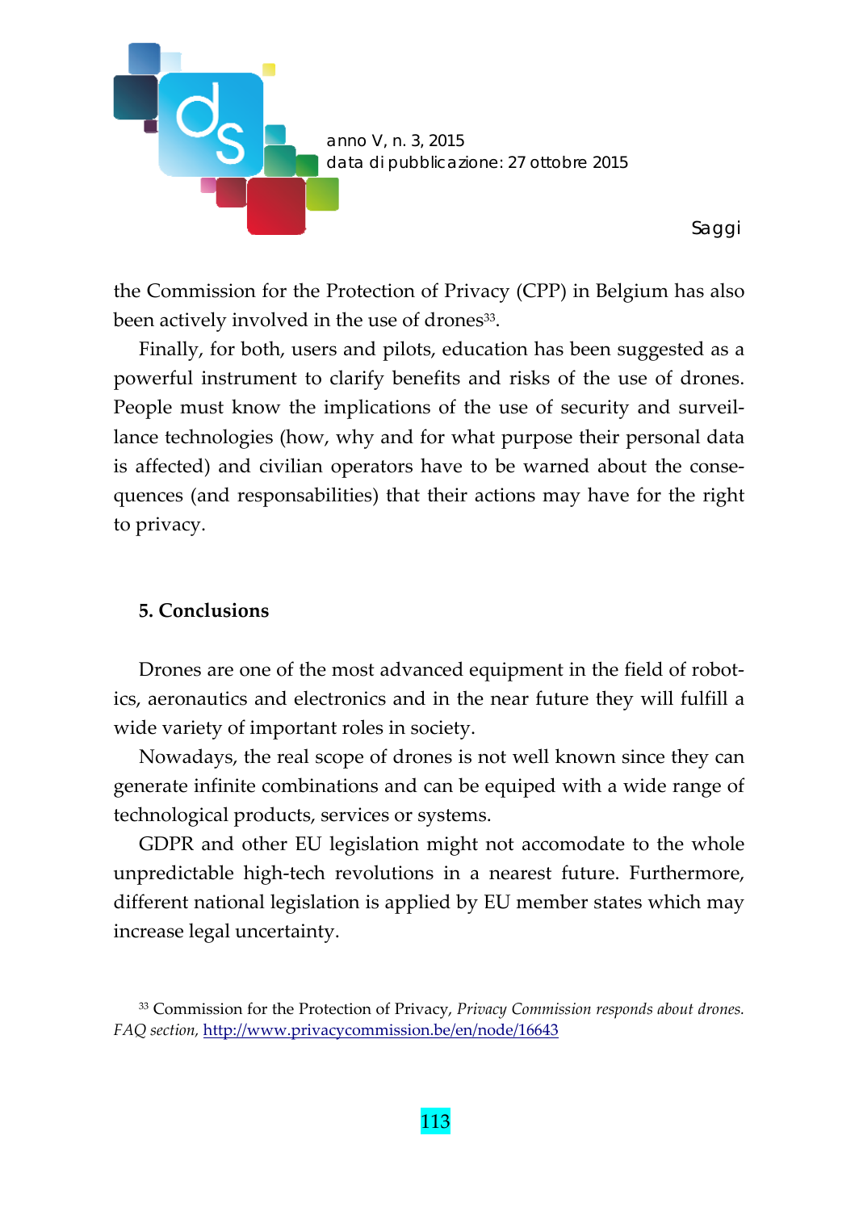the Commission for the Protection of Privacy (CPP) in Belgium has also been actively involved in the use of drones[33].

Finally, for both, users and pilots, education has been suggested as a powerful instrument to clarify benefits and risks of the use of drones. People must know the implications of the use of security and surveillance technologies (how, why and for what purpose their personal data is affected) and civilian operators have to be warned about the consequences (and responsabilities) that their actions may have for the right to privacy.

## 5. Conclusions

Drones are one of the most advanced equipment in the field of robotics, aeronautics and electronics and in the near future they will fulfill a wide variety of important roles in society.

Nowadays, the real scope of drones is not well known since they can generate infinite combinations and can be equiped with a wide range of technological products, services or systems.

GDPR and other EU legislation might not accomodate to the whole unpredictable high-tech revolutions in a nearest future. Furthermore, different national legislation is applied by EU member states which may increase legal uncertainty.

[33] Commission for the Protection of Privacy, *Privacy Commission responds about drones. FAQ section,* http://www.privacycommission.be/en/node/16643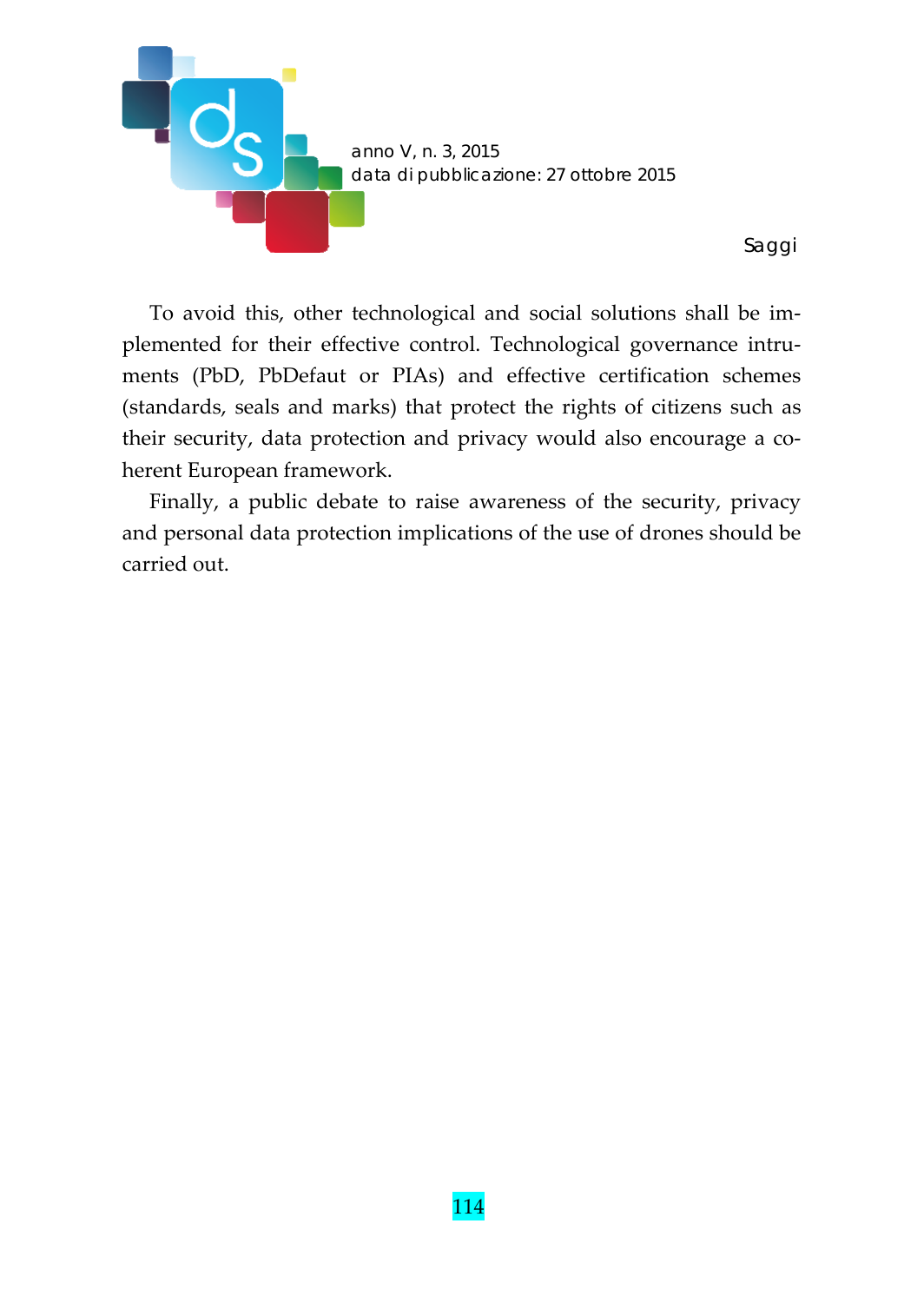To avoid this, other technological and social solutions shall be implemented for their effective control. Technological governance intruments (PbD, PbDefaut or PIAs) and effective certification schemes (standards, seals and marks) that protect the rights of citizens such as their security, data protection and privacy would also encourage a coherent European framework.

Finally, a public debate to raise awareness of the security, privacy and personal data protection implications of the use of drones should be carried out.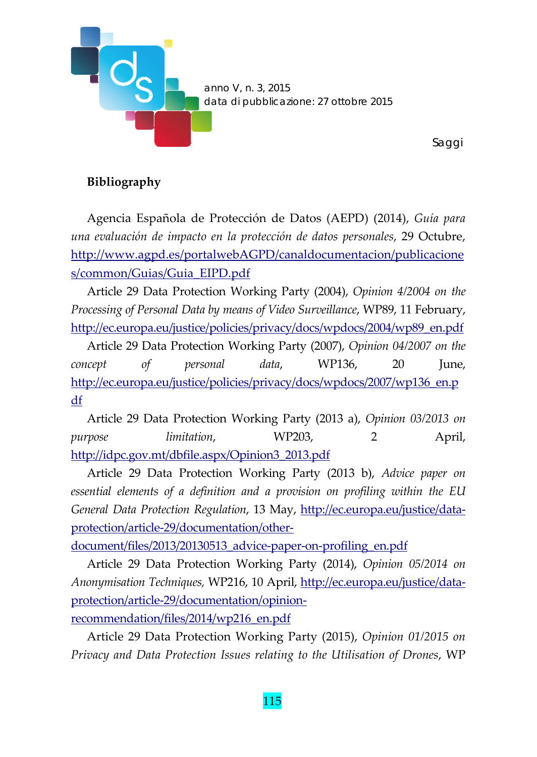**Bibliography**

Agencia Española de Protección de Datos (AEPD) (2014), *Guía para una evaluación de impacto en la protección de datos personales*, 29 Octubre, http://www.agpd.es/portalwebAGPD/canaldocumentacion/publicaciones/common/Guias/Guia_EIPD.pdf

Article 29 Data Protection Working Party (2004), *Opinion 4/2004 on the Processing of Personal Data by means of Video Surveillance*, WP89, 11 February, http://ec.europa.eu/justice/policies/privacy/docs/wpdocs/2004/wp89_en.pdf

Article 29 Data Protection Working Party (2007), *Opinion 04/2007 on the concept of personal data*, WP136, 20 June, http://ec.europa.eu/justice/policies/privacy/docs/wpdocs/2007/wp136_en.pdf

Article 29 Data Protection Working Party (2013 a), *Opinion 03/2013 on purpose limitation*, WP203, 2 April, http://idpc.gov.mt/dbfile.aspx/Opinion3_2013.pdf

Article 29 Data Protection Working Party (2013 b), *Advice paper on essential elements of a definition and a provision on profiling within the EU General Data Protection Regulation*, 13 May, http://ec.europa.eu/justice/data-protection/article-29/documentation/other-document/files/2013/20130513_advice-paper-on-profiling_en.pdf

Article 29 Data Protection Working Party (2014), *Opinion 05/2014 on Anonymisation Techniques*, WP216, 10 April, http://ec.europa.eu/justice/data-protection/article-29/documentation/opinion-recommendation/files/2014/wp216_en.pdf

Article 29 Data Protection Working Party (2015), *Opinion 01/2015 on Privacy and Data Protection Issues relating to the Utilisation of Drones*, WP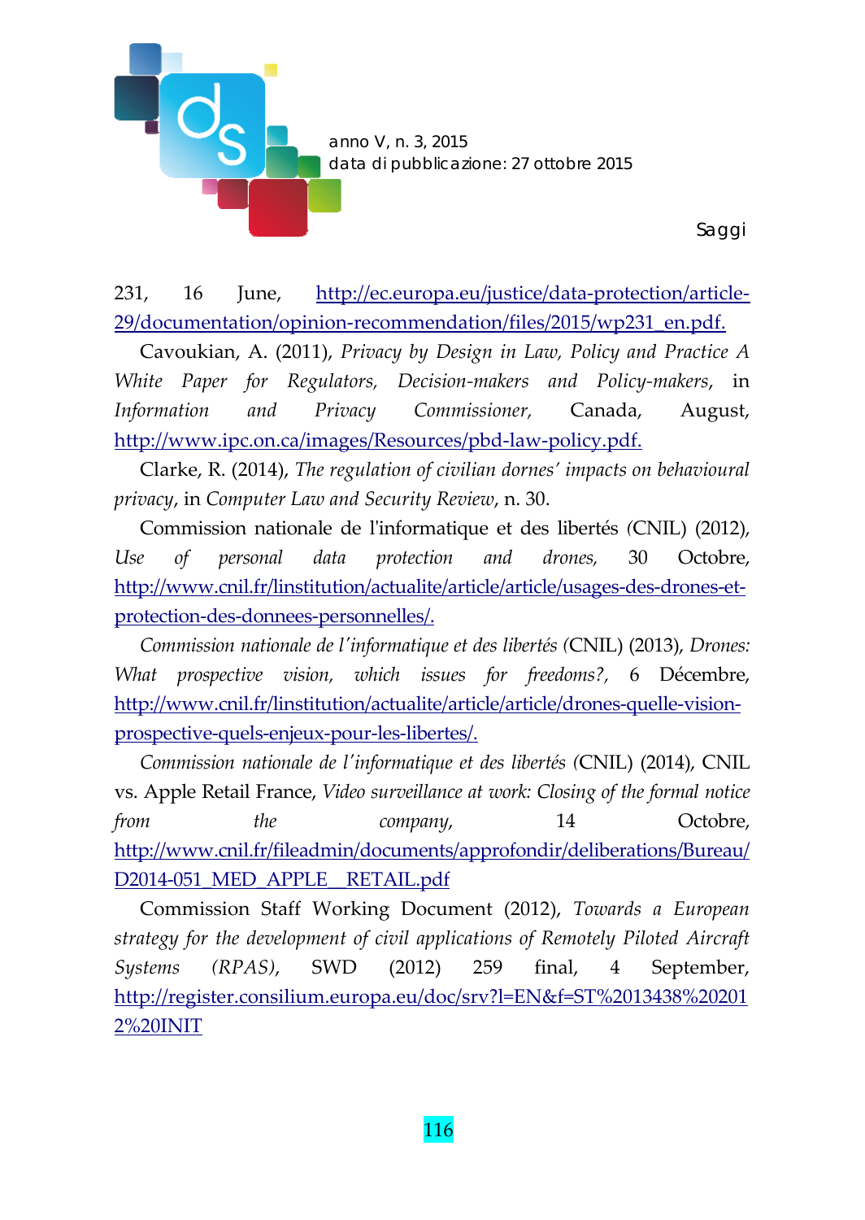231, 16 June, http://ec.europa.eu/justice/data-protection/article-29/documentation/opinion-recommendation/files/2015/wp231_en.pdf.

Cavoukian, A. (2011), *Privacy by Design in Law, Policy and Practice A White Paper for Regulators, Decision-makers and Policy-makers*, in *Information and Privacy Commissioner,* Canada, August, http://www.ipc.on.ca/images/Resources/pbd-law-policy.pdf.

Clarke, R. (2014), *The regulation of civilian dornes' impacts on behavioural privacy*, in *Computer Law and Security Review*, n. 30.

Commission nationale de l'informatique et des libertés (CNIL) (2012), *Use of personal data protection and drones,* 30 Octobre, http://www.cnil.fr/linstitution/actualite/article/article/usages-des-drones-et-protection-des-donnees-personnelles/.

*Commission nationale de l'informatique et des libertés* (CNIL) (2013), *Drones: What prospective vision, which issues for freedoms?,* 6 Décembre, http://www.cnil.fr/linstitution/actualite/article/article/drones-quelle-vision-prospective-quels-enjeux-pour-les-libertes/.

*Commission nationale de l'informatique et des libertés* (CNIL) (2014), CNIL vs. Apple Retail France, *Video surveillance at work: Closing of the formal notice from the company*, 14 Octobre, http://www.cnil.fr/fileadmin/documents/approfondir/deliberations/Bureau/D2014-051_MED_APPLE__RETAIL.pdf

Commission Staff Working Document (2012), *Towards a European strategy for the development of civil applications of Remotely Piloted Aircraft Systems (RPAS)*, SWD (2012) 259 final, 4 September, http://register.consilium.europa.eu/doc/srv?l=EN&f=ST%2013438%202012%20INIT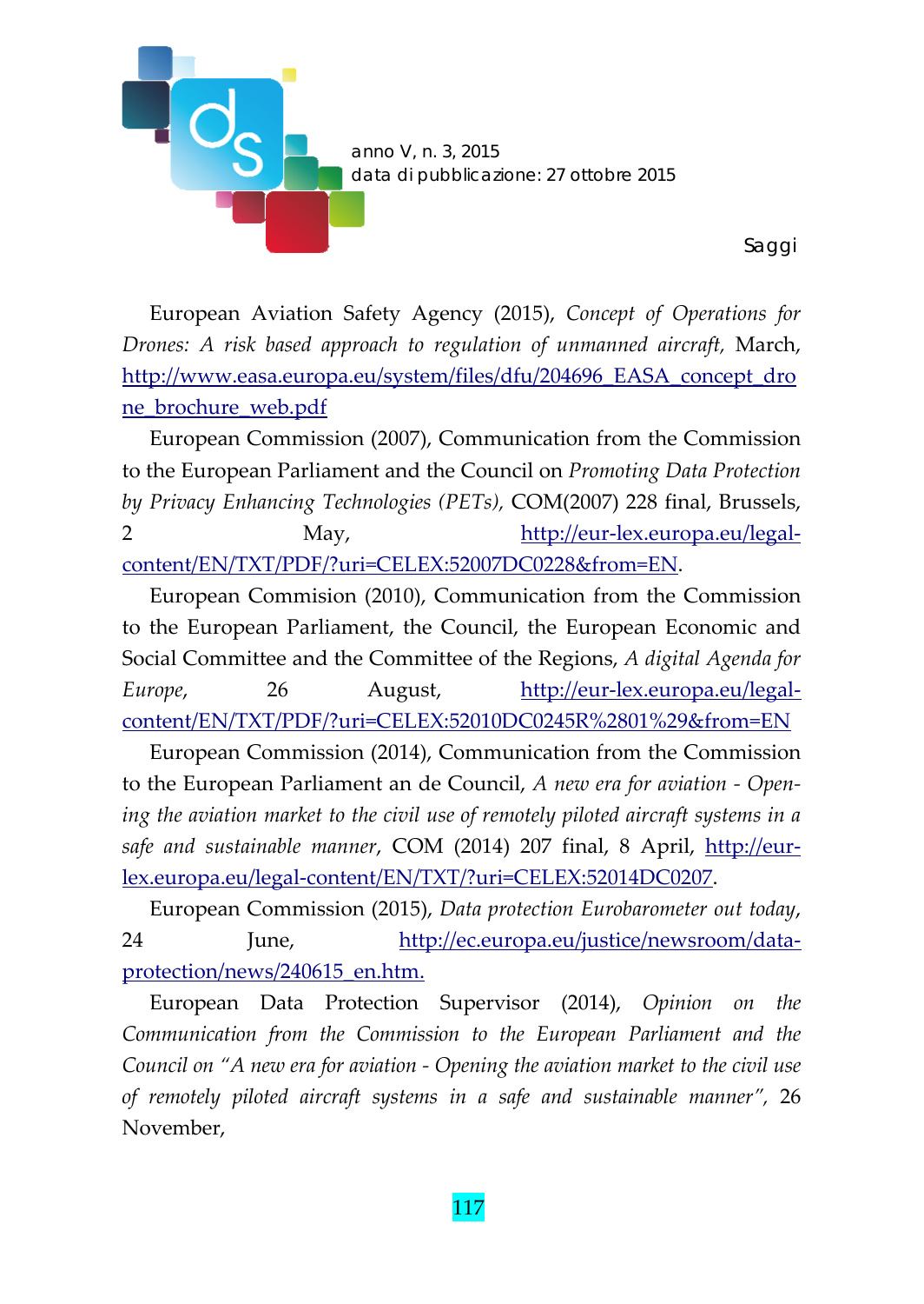European Aviation Safety Agency (2015), *Concept of Operations for Drones: A risk based approach to regulation of unmanned aircraft,* March, http://www.easa.europa.eu/system/files/dfu/204696_EASA_concept_drone_brochure_web.pdf

European Commission (2007), Communication from the Commission to the European Parliament and the Council on *Promoting Data Protection by Privacy Enhancing Technologies (PETs),* COM(2007) 228 final, Brussels, 2 May, http://eur-lex.europa.eu/legal-content/EN/TXT/PDF/?uri=CELEX:52007DC0228&from=EN.

European Commision (2010), Communication from the Commission to the European Parliament, the Council, the European Economic and Social Committee and the Committee of the Regions, *A digital Agenda for Europe*, 26 August, http://eur-lex.europa.eu/legal-content/EN/TXT/PDF/?uri=CELEX:52010DC0245R%2801%29&from=EN

European Commission (2014), Communication from the Commission to the European Parliament an de Council, *A new era for aviation - Opening the aviation market to the civil use of remotely piloted aircraft systems in a safe and sustainable manner*, COM (2014) 207 final, 8 April, http://eur-lex.europa.eu/legal-content/EN/TXT/?uri=CELEX:52014DC0207.

European Commission (2015), *Data protection Eurobarometer out today*, 24 June, http://ec.europa.eu/justice/newsroom/data-protection/news/240615_en.htm.

European Data Protection Supervisor (2014), *Opinion on the Communication from the Commission to the European Parliament and the Council on "A new era for aviation - Opening the aviation market to the civil use of remotely piloted aircraft systems in a safe and sustainable manner"*, 26 November,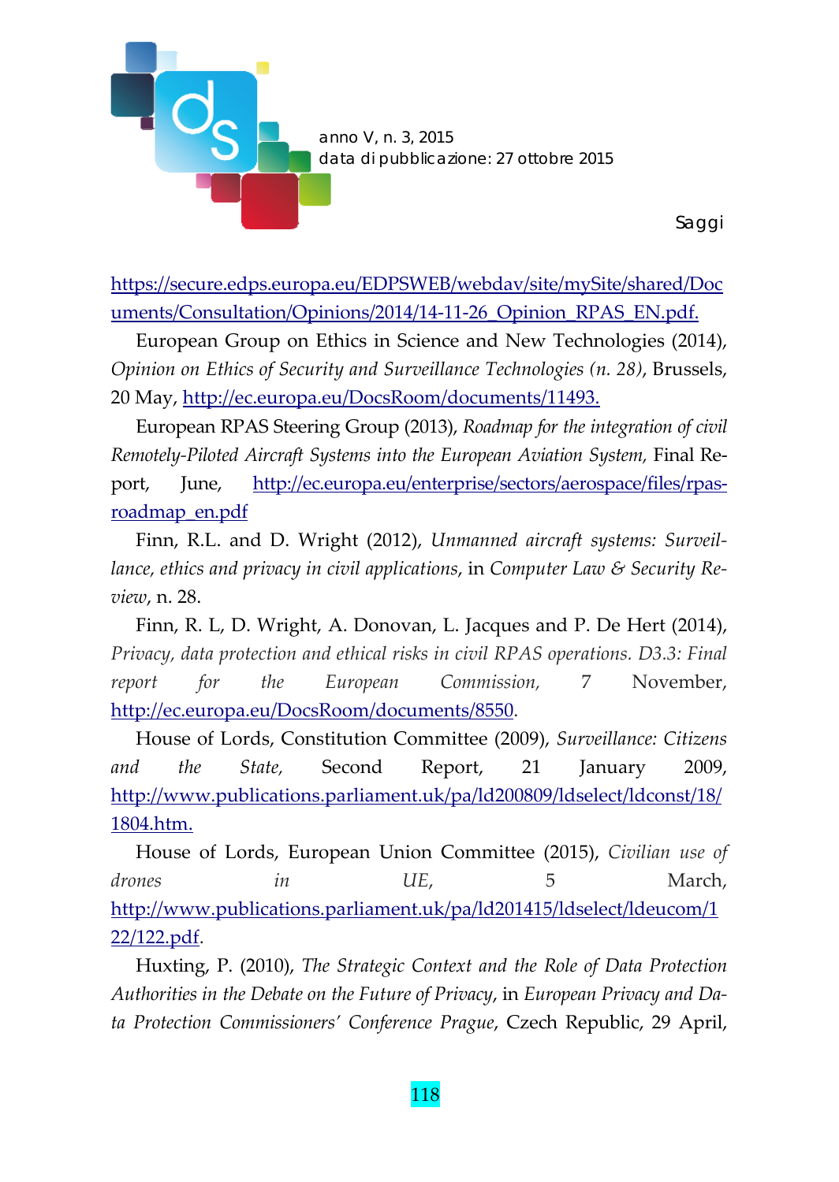https://secure.edps.europa.eu/EDPSWEB/webdav/site/mySite/shared/Documents/Consultation/Opinions/2014/14-11-26_Opinion_RPAS_EN.pdf.

European Group on Ethics in Science and New Technologies (2014), *Opinion on Ethics of Security and Surveillance Technologies (n. 28)*, Brussels, 20 May, http://ec.europa.eu/DocsRoom/documents/11493.

European RPAS Steering Group (2013), *Roadmap for the integration of civil Remotely-Piloted Aircraft Systems into the European Aviation System,* Final Report, June, http://ec.europa.eu/enterprise/sectors/aerospace/files/rpas-roadmap_en.pdf

Finn, R.L. and D. Wright (2012), *Unmanned aircraft systems: Surveillance, ethics and privacy in civil applications*, in *Computer Law & Security Review*, n. 28.

Finn, R. L, D. Wright, A. Donovan, L. Jacques and P. De Hert (2014), *Privacy, data protection and ethical risks in civil RPAS operations. D3.3: Final report for the European Commission,* 7 November, http://ec.europa.eu/DocsRoom/documents/8550.

House of Lords, Constitution Committee (2009), *Surveillance: Citizens and the State,* Second Report, 21 January 2009, http://www.publications.parliament.uk/pa/ld200809/ldselect/ldconst/18/1804.htm.

House of Lords, European Union Committee (2015), *Civilian use of drones in UE*, 5 March, http://www.publications.parliament.uk/pa/ld201415/ldselect/ldeucom/122/122.pdf.

Huxting, P. (2010), *The Strategic Context and the Role of Data Protection Authorities in the Debate on the Future of Privacy*, in *European Privacy and Data Protection Commissioners' Conference Prague*, Czech Republic, 29 April,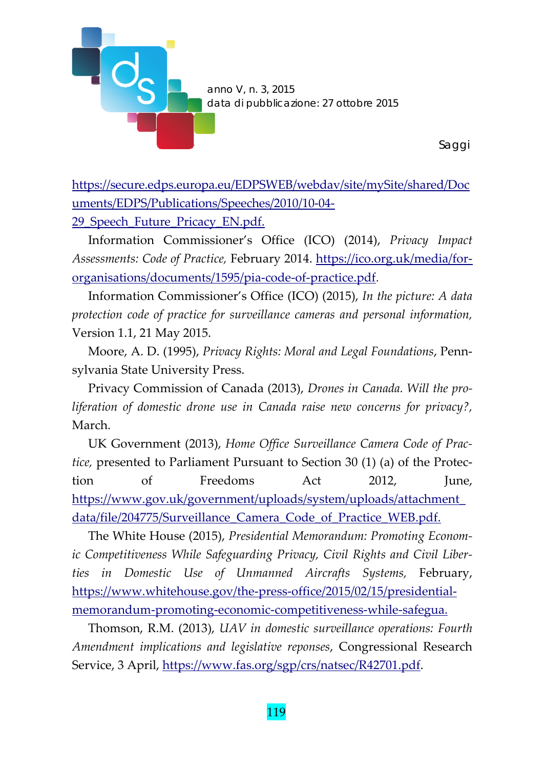https://secure.edps.europa.eu/EDPSWEB/webdav/site/mySite/shared/Documents/EDPS/Publications/Speeches/2010/10-04-29_Speech_Future_Pricacy_EN.pdf.

Information Commissioner's Office (ICO) (2014), *Privacy Impact Assessments: Code of Practice,* February 2014. https://ico.org.uk/media/for-organisations/documents/1595/pia-code-of-practice.pdf.

Information Commissioner's Office (ICO) (2015), *In the picture: A data protection code of practice for surveillance cameras and personal information,* Version 1.1, 21 May 2015.

Moore, A. D. (1995), *Privacy Rights: Moral and Legal Foundations*, Pennsylvania State University Press.

Privacy Commission of Canada (2013), *Drones in Canada. Will the proliferation of domestic drone use in Canada raise new concerns for privacy?,* March.

UK Government (2013), *Home Office Surveillance Camera Code of Practice,* presented to Parliament Pursuant to Section 30 (1) (a) of the Protection of Freedoms Act 2012, June, https://www.gov.uk/government/uploads/system/uploads/attachment_data/file/204775/Surveillance_Camera_Code_of_Practice_WEB.pdf.

The White House (2015), *Presidential Memorandum: Promoting Economic Competitiveness While Safeguarding Privacy, Civil Rights and Civil Liberties in Domestic Use of Unmanned Aircrafts Systems,* February, https://www.whitehouse.gov/the-press-office/2015/02/15/presidential-memorandum-promoting-economic-competitiveness-while-safegua.

Thomson, R.M. (2013), *UAV in domestic surveillance operations: Fourth Amendment implications and legislative reponses*, Congressional Research Service, 3 April, https://www.fas.org/sgp/crs/natsec/R42701.pdf.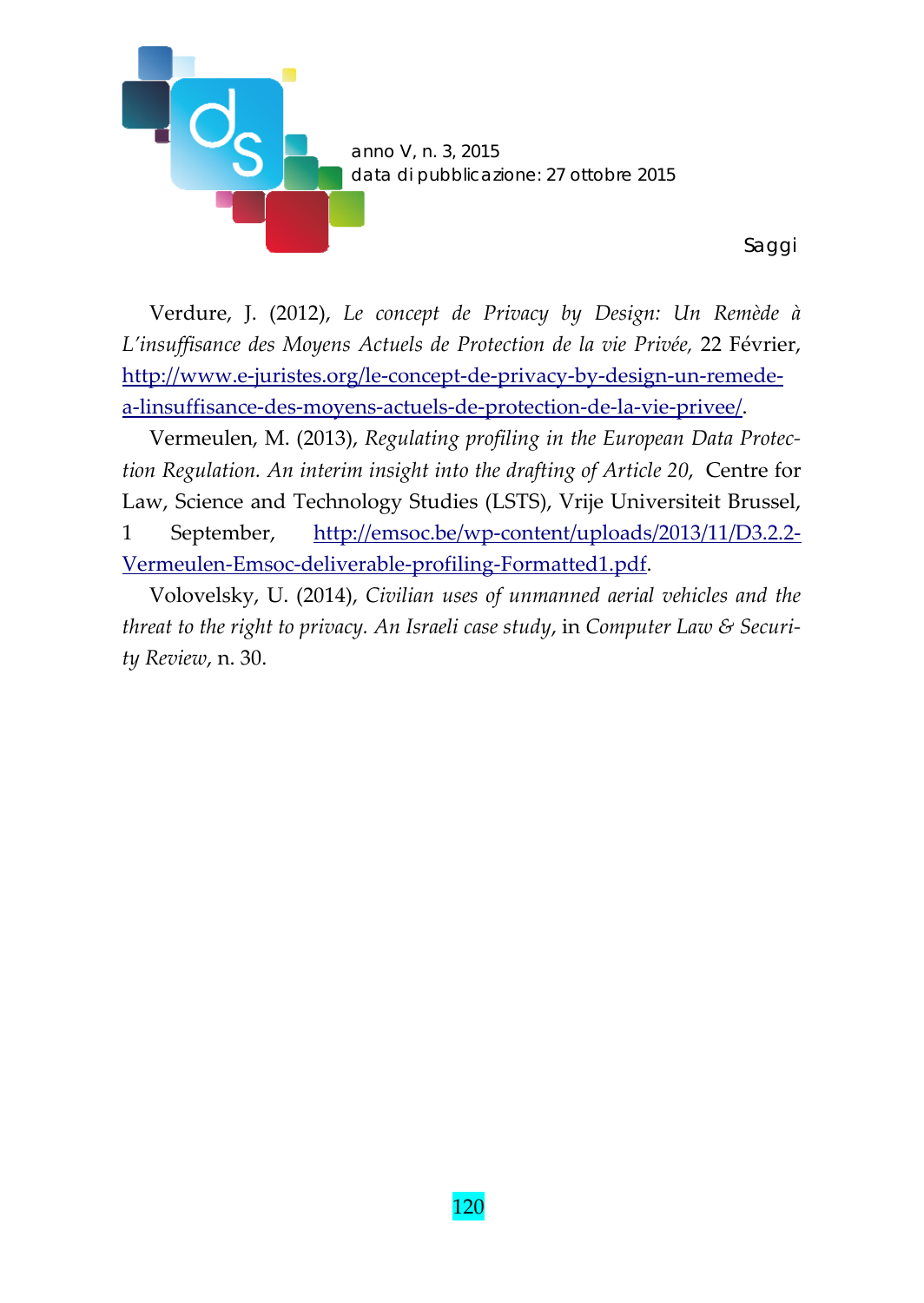Verdure, J. (2012), *Le concept de Privacy by Design: Un Remède à L'insuffisance des Moyens Actuels de Protection de la vie Privée,* 22 Février, http://www.e-juristes.org/le-concept-de-privacy-by-design-un-remede-a-linsuffisance-des-moyens-actuels-de-protection-de-la-vie-privee/.

Vermeulen, M. (2013), *Regulating profiling in the European Data Protection Regulation. An interim insight into the drafting of Article 20,* Centre for Law, Science and Technology Studies (LSTS), Vrije Universiteit Brussel, 1 September, http://emsoc.be/wp-content/uploads/2013/11/D3.2.2-Vermeulen-Emsoc-deliverable-profiling-Formatted1.pdf.

Volovelsky, U. (2014), *Civilian uses of unmanned aerial vehicles and the threat to the right to privacy. An Israeli case study*, in *Computer Law & Security Review*, n. 30.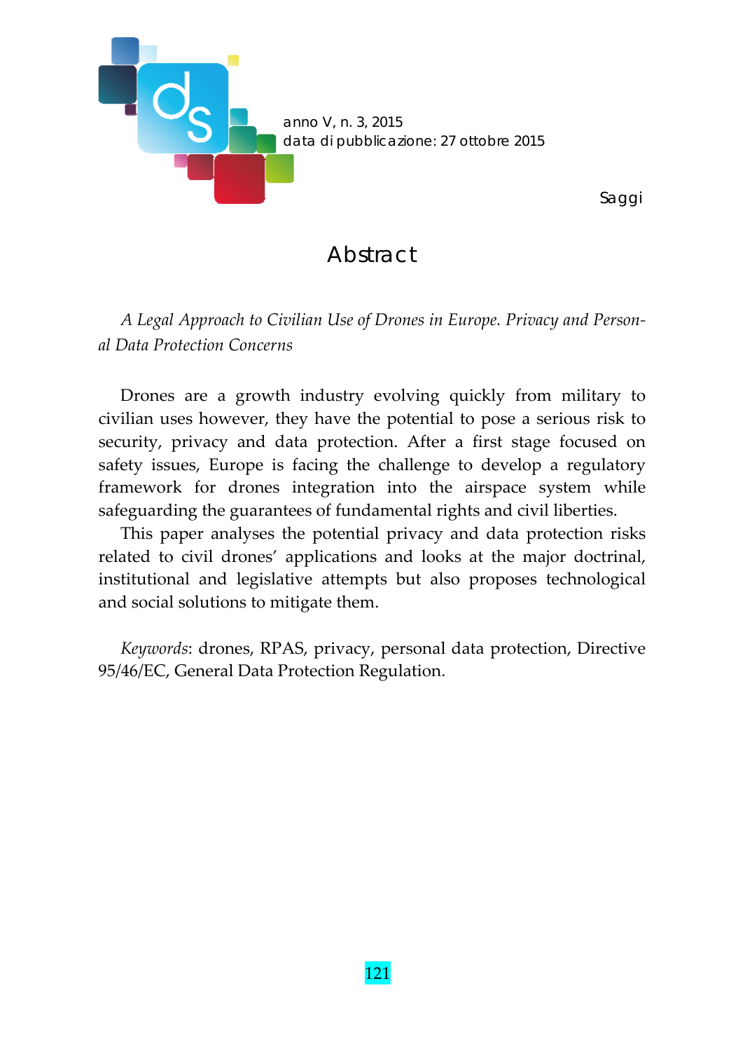Saggi

# Abstract

*A Legal Approach to Civilian Use of Drones in Europe. Privacy and Personal Data Protection Concerns*

Drones are a growth industry evolving quickly from military to civilian uses however, they have the potential to pose a serious risk to security, privacy and data protection. After a first stage focused on safety issues, Europe is facing the challenge to develop a regulatory framework for drones integration into the airspace system while safeguarding the guarantees of fundamental rights and civil liberties.

This paper analyses the potential privacy and data protection risks related to civil drones' applications and looks at the major doctrinal, institutional and legislative attempts but also proposes technological and social solutions to mitigate them.

*Keywords*: drones, RPAS, privacy, personal data protection, Directive 95/46/EC, General Data Protection Regulation.